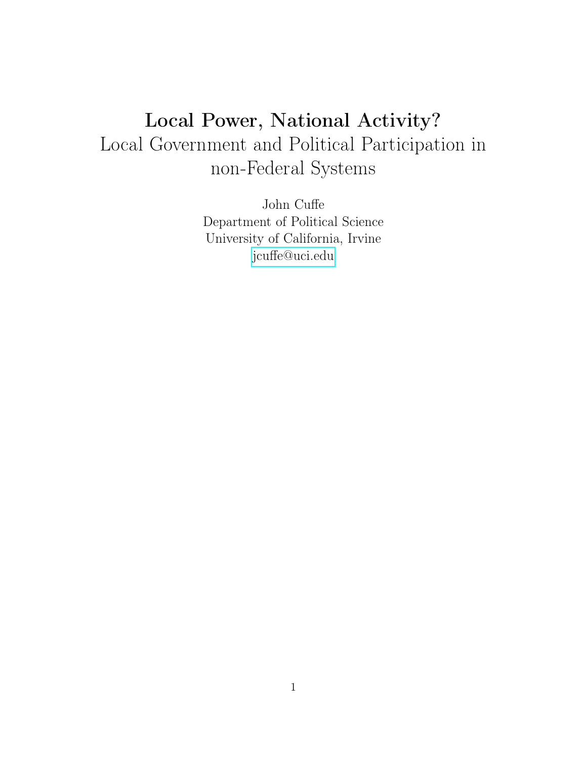# Local Power, National Activity?

## Local Government and Political Participation in non-Federal Systems

John Cuffe
Department of Political Science
University of California, Irvine
jcuffe@uci.edu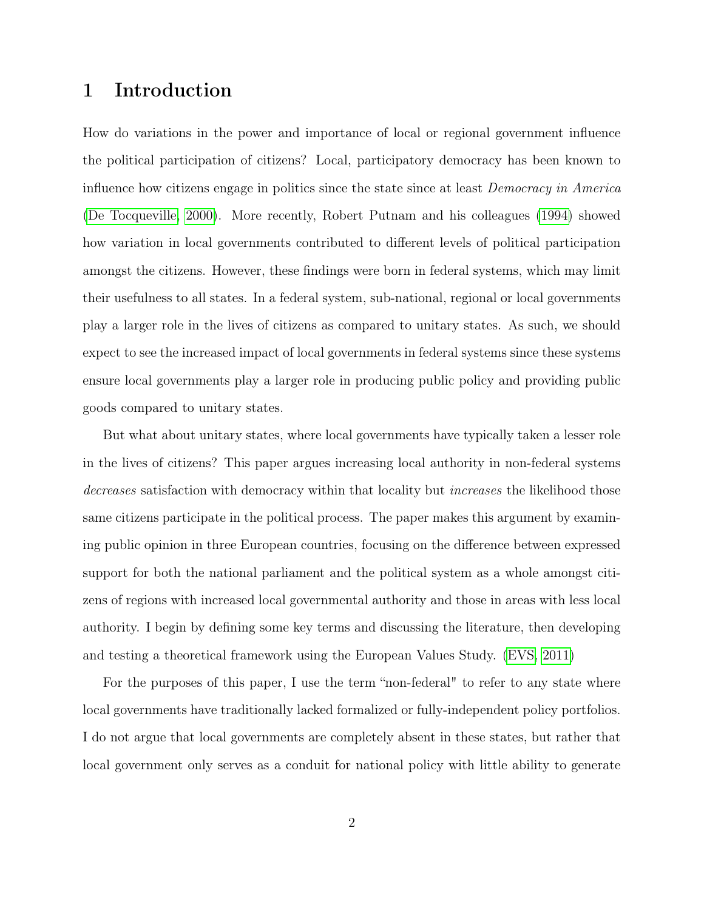# 1 Introduction

How do variations in the power and importance of local or regional government influence the political participation of citizens? Local, participatory democracy has been known to influence how citizens engage in politics since the state since at least *Democracy in America* (De Tocqueville, 2000). More recently, Robert Putnam and his colleagues (1994) showed how variation in local governments contributed to different levels of political participation amongst the citizens. However, these findings were born in federal systems, which may limit their usefulness to all states. In a federal system, sub-national, regional or local governments play a larger role in the lives of citizens as compared to unitary states. As such, we should expect to see the increased impact of local governments in federal systems since these systems ensure local governments play a larger role in producing public policy and providing public goods compared to unitary states.

But what about unitary states, where local governments have typically taken a lesser role in the lives of citizens? This paper argues increasing local authority in non-federal systems *decreases* satisfaction with democracy within that locality but *increases* the likelihood those same citizens participate in the political process. The paper makes this argument by examining public opinion in three European countries, focusing on the difference between expressed support for both the national parliament and the political system as a whole amongst citizens of regions with increased local governmental authority and those in areas with less local authority. I begin by defining some key terms and discussing the literature, then developing and testing a theoretical framework using the European Values Study. (EVS, 2011)

For the purposes of this paper, I use the term "non-federal" to refer to any state where local governments have traditionally lacked formalized or fully-independent policy portfolios. I do not argue that local governments are completely absent in these states, but rather that local government only serves as a conduit for national policy with little ability to generate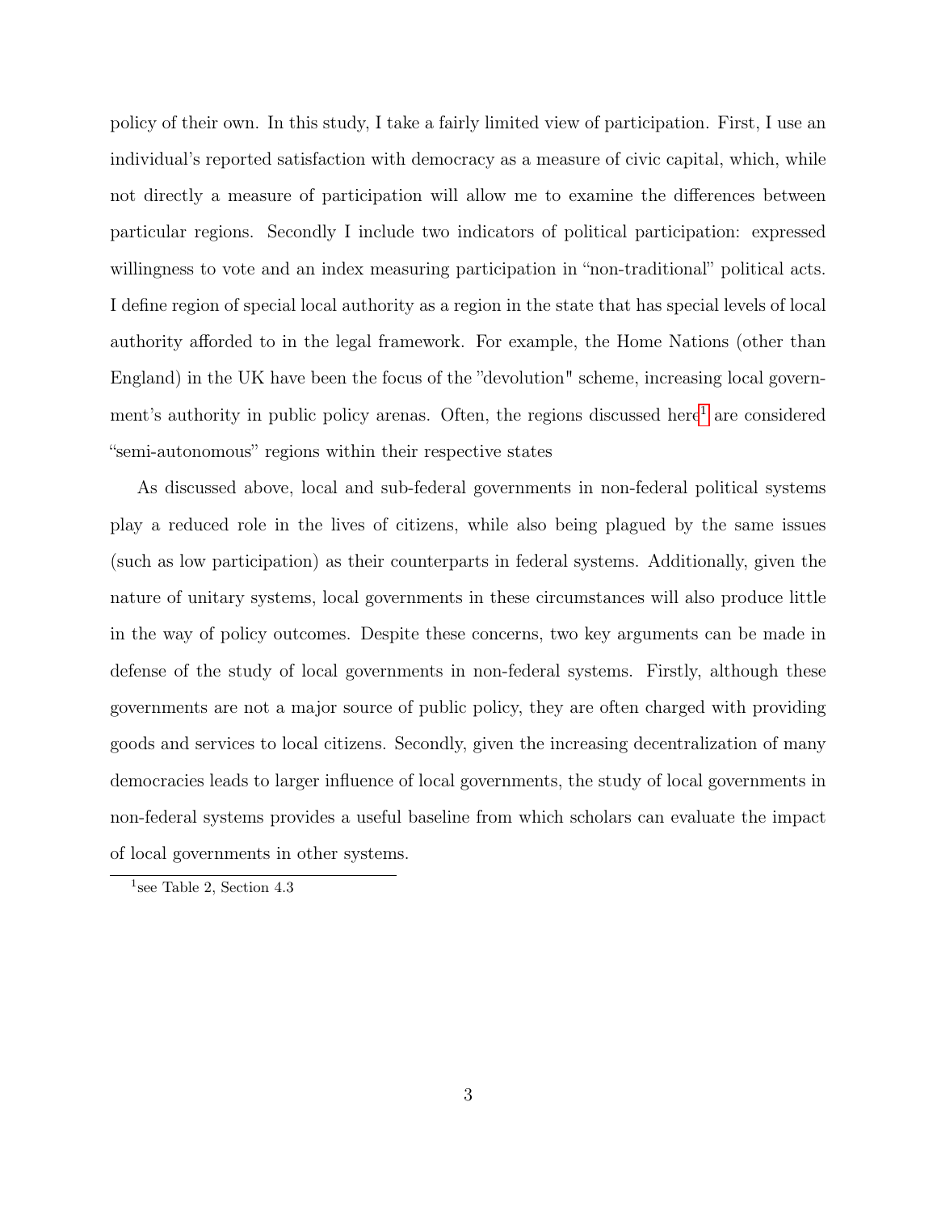policy of their own. In this study, I take a fairly limited view of participation. First, I use an individual's reported satisfaction with democracy as a measure of civic capital, which, while not directly a measure of participation will allow me to examine the differences between particular regions. Secondly I include two indicators of political participation: expressed willingness to vote and an index measuring participation in "non-traditional" political acts. I define region of special local authority as a region in the state that has special levels of local authority afforded to in the legal framework. For example, the Home Nations (other than England) in the UK have been the focus of the "devolution" scheme, increasing local government's authority in public policy arenas. Often, the regions discussed here[1] are considered "semi-autonomous" regions within their respective states

As discussed above, local and sub-federal governments in non-federal political systems play a reduced role in the lives of citizens, while also being plagued by the same issues (such as low participation) as their counterparts in federal systems. Additionally, given the nature of unitary systems, local governments in these circumstances will also produce little in the way of policy outcomes. Despite these concerns, two key arguments can be made in defense of the study of local governments in non-federal systems. Firstly, although these governments are not a major source of public policy, they are often charged with providing goods and services to local citizens. Secondly, given the increasing decentralization of many democracies leads to larger influence of local governments, the study of local governments in non-federal systems provides a useful baseline from which scholars can evaluate the impact of local governments in other systems.

[1] see Table 2, Section 4.3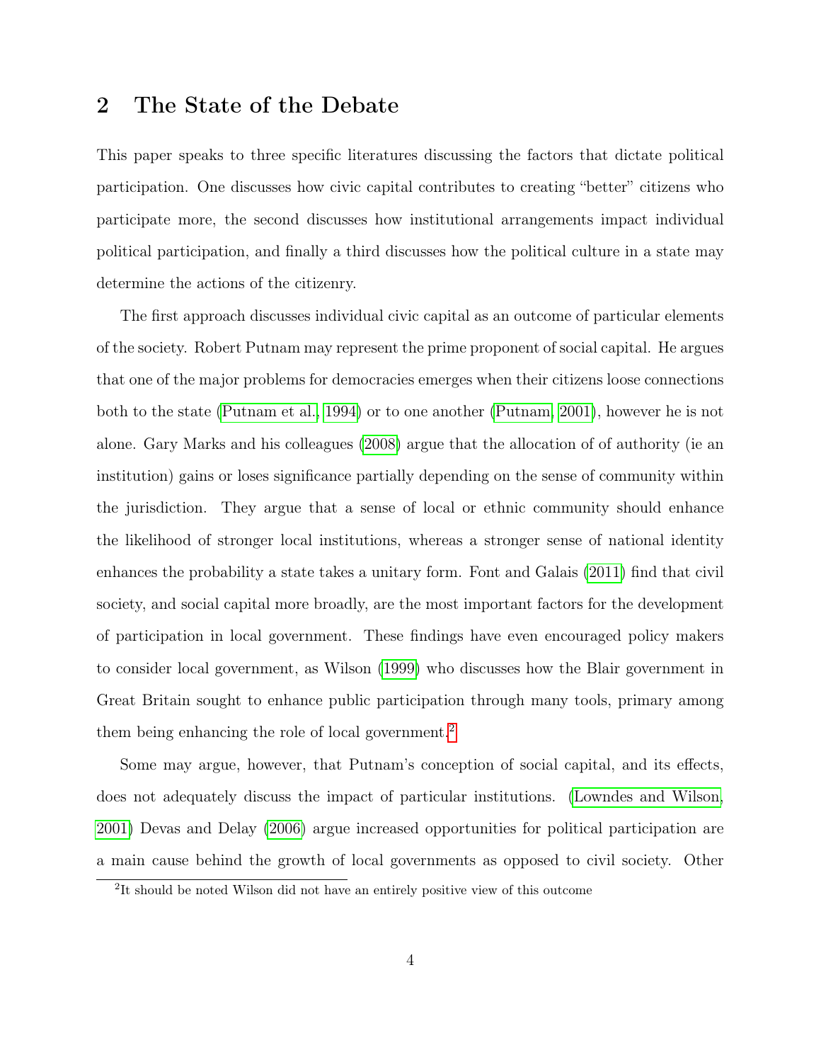## 2 The State of the Debate

This paper speaks to three specific literatures discussing the factors that dictate political participation. One discusses how civic capital contributes to creating "better" citizens who participate more, the second discusses how institutional arrangements impact individual political participation, and finally a third discusses how the political culture in a state may determine the actions of the citizenry.

The first approach discusses individual civic capital as an outcome of particular elements of the society. Robert Putnam may represent the prime proponent of social capital. He argues that one of the major problems for democracies emerges when their citizens loose connections both to the state (Putnam et al., 1994) or to one another (Putnam, 2001), however he is not alone. Gary Marks and his colleagues (2008) argue that the allocation of of authority (ie an institution) gains or loses significance partially depending on the sense of community within the jurisdiction. They argue that a sense of local or ethnic community should enhance the likelihood of stronger local institutions, whereas a stronger sense of national identity enhances the probability a state takes a unitary form. Font and Galais (2011) find that civil society, and social capital more broadly, are the most important factors for the development of participation in local government. These findings have even encouraged policy makers to consider local government, as Wilson (1999) who discusses how the Blair government in Great Britain sought to enhance public participation through many tools, primary among them being enhancing the role of local government.[2]

Some may argue, however, that Putnam's conception of social capital, and its effects, does not adequately discuss the impact of particular institutions. (Lowndes and Wilson, 2001) Devas and Delay (2006) argue increased opportunities for political participation are a main cause behind the growth of local governments as opposed to civil society. Other

[2]It should be noted Wilson did not have an entirely positive view of this outcome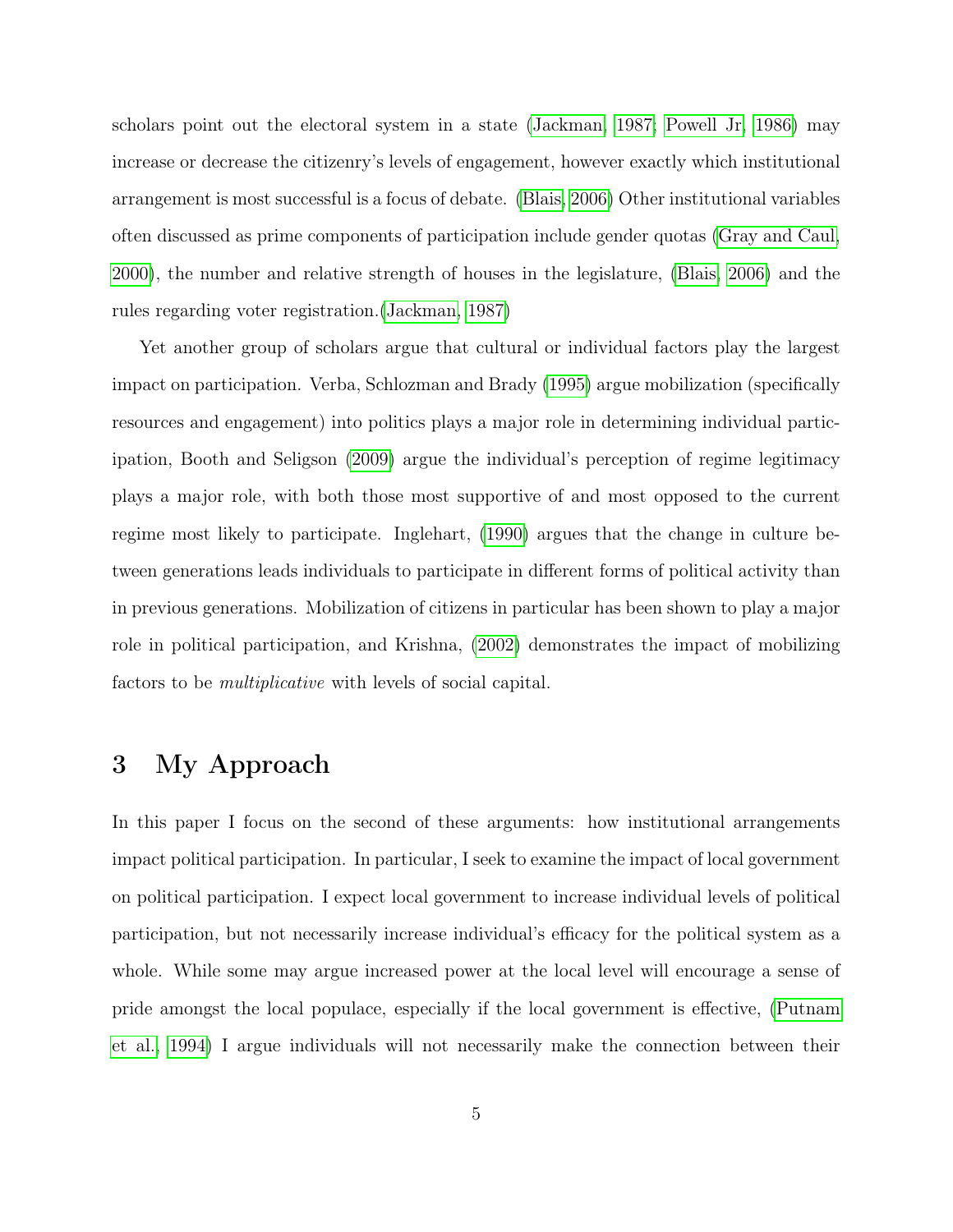scholars point out the electoral system in a state (Jackman, 1987; Powell Jr, 1986) may increase or decrease the citizenry's levels of engagement, however exactly which institutional arrangement is most successful is a focus of debate. (Blais, 2006) Other institutional variables often discussed as prime components of participation include gender quotas (Gray and Caul, 2000), the number and relative strength of houses in the legislature, (Blais, 2006) and the rules regarding voter registration.(Jackman, 1987)

Yet another group of scholars argue that cultural or individual factors play the largest impact on participation. Verba, Schlozman and Brady (1995) argue mobilization (specifically resources and engagement) into politics plays a major role in determining individual participation, Booth and Seligson (2009) argue the individual's perception of regime legitimacy plays a major role, with both those most supportive of and most opposed to the current regime most likely to participate. Inglehart, (1990) argues that the change in culture between generations leads individuals to participate in different forms of political activity than in previous generations. Mobilization of citizens in particular has been shown to play a major role in political participation, and Krishna, (2002) demonstrates the impact of mobilizing factors to be *multiplicative* with levels of social capital.

# 3 My Approach

In this paper I focus on the second of these arguments: how institutional arrangements impact political participation. In particular, I seek to examine the impact of local government on political participation. I expect local government to increase individual levels of political participation, but not necessarily increase individual's efficacy for the political system as a whole. While some may argue increased power at the local level will encourage a sense of pride amongst the local populace, especially if the local government is effective, (Putnam et al., 1994) I argue individuals will not necessarily make the connection between their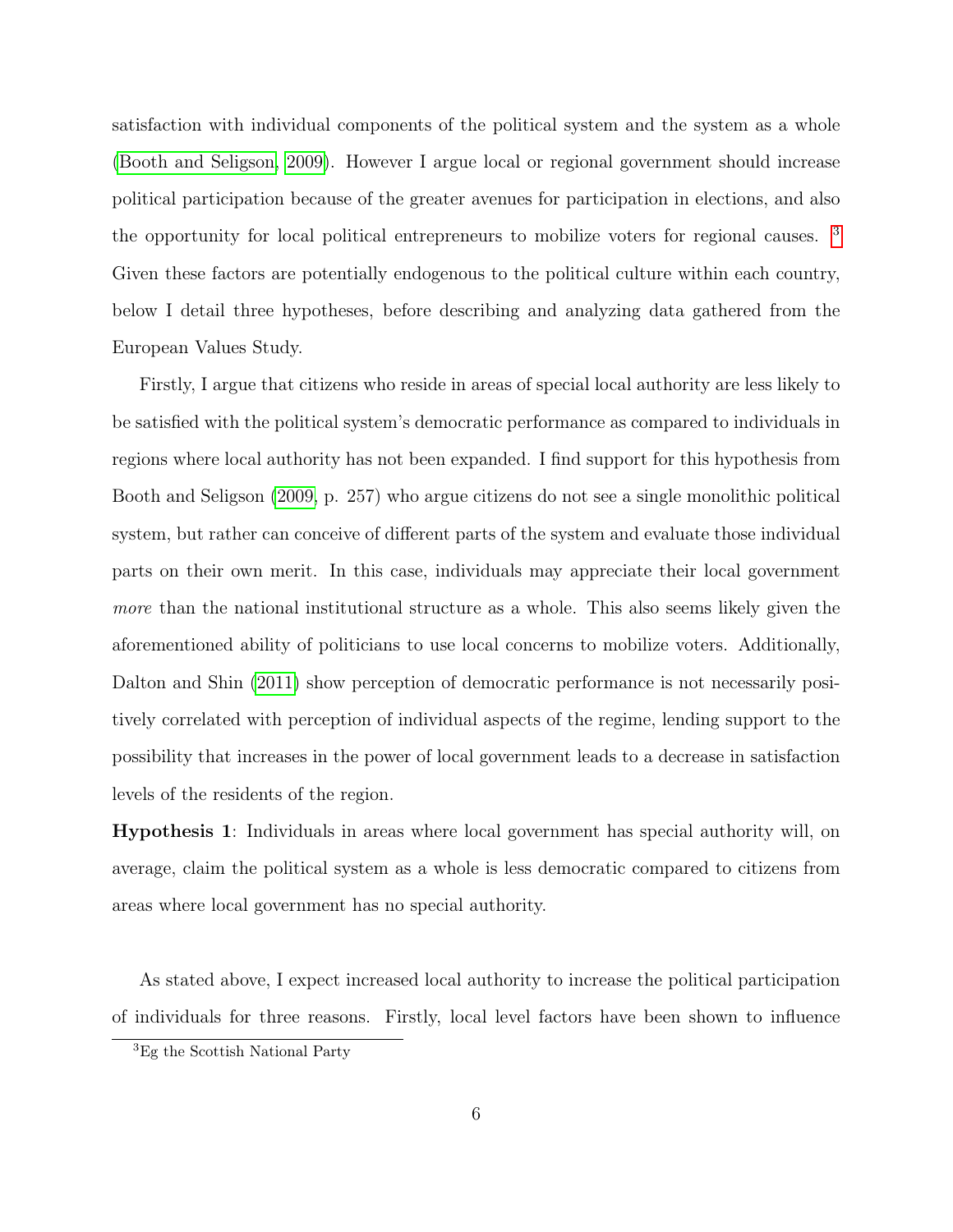satisfaction with individual components of the political system and the system as a whole (Booth and Seligson, 2009). However I argue local or regional government should increase political participation because of the greater avenues for participation in elections, and also the opportunity for local political entrepreneurs to mobilize voters for regional causes. [3] Given these factors are potentially endogenous to the political culture within each country, below I detail three hypotheses, before describing and analyzing data gathered from the European Values Study.

Firstly, I argue that citizens who reside in areas of special local authority are less likely to be satisfied with the political system's democratic performance as compared to individuals in regions where local authority has not been expanded. I find support for this hypothesis from Booth and Seligson (2009, p. 257) who argue citizens do not see a single monolithic political system, but rather can conceive of different parts of the system and evaluate those individual parts on their own merit. In this case, individuals may appreciate their local government *more* than the national institutional structure as a whole. This also seems likely given the aforementioned ability of politicians to use local concerns to mobilize voters. Additionally, Dalton and Shin (2011) show perception of democratic performance is not necessarily positively correlated with perception of individual aspects of the regime, lending support to the possibility that increases in the power of local government leads to a decrease in satisfaction levels of the residents of the region.

**Hypothesis 1**: Individuals in areas where local government has special authority will, on average, claim the political system as a whole is less democratic compared to citizens from areas where local government has no special authority.

As stated above, I expect increased local authority to increase the political participation of individuals for three reasons. Firstly, local level factors have been shown to influence

[3] Eg the Scottish National Party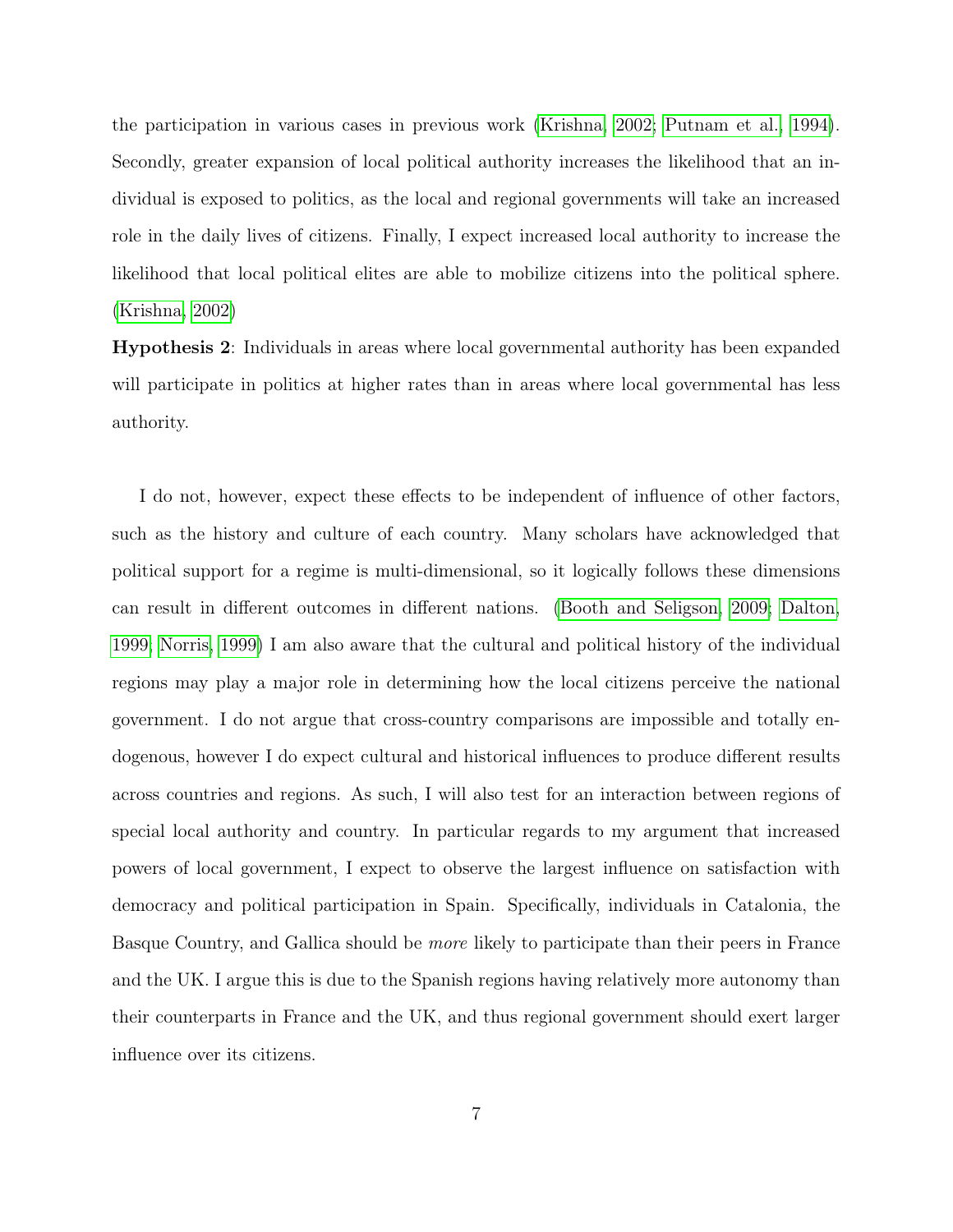the participation in various cases in previous work (Krishna, 2002; Putnam et al., 1994). Secondly, greater expansion of local political authority increases the likelihood that an individual is exposed to politics, as the local and regional governments will take an increased role in the daily lives of citizens. Finally, I expect increased local authority to increase the likelihood that local political elites are able to mobilize citizens into the political sphere. (Krishna, 2002)

**Hypothesis 2**: Individuals in areas where local governmental authority has been expanded will participate in politics at higher rates than in areas where local governmental has less authority.

I do not, however, expect these effects to be independent of influence of other factors, such as the history and culture of each country. Many scholars have acknowledged that political support for a regime is multi-dimensional, so it logically follows these dimensions can result in different outcomes in different nations. (Booth and Seligson, 2009; Dalton, 1999; Norris, 1999) I am also aware that the cultural and political history of the individual regions may play a major role in determining how the local citizens perceive the national government. I do not argue that cross-country comparisons are impossible and totally endogenous, however I do expect cultural and historical influences to produce different results across countries and regions. As such, I will also test for an interaction between regions of special local authority and country. In particular regards to my argument that increased powers of local government, I expect to observe the largest influence on satisfaction with democracy and political participation in Spain. Specifically, individuals in Catalonia, the Basque Country, and Gallica should be *more* likely to participate than their peers in France and the UK. I argue this is due to the Spanish regions having relatively more autonomy than their counterparts in France and the UK, and thus regional government should exert larger influence over its citizens.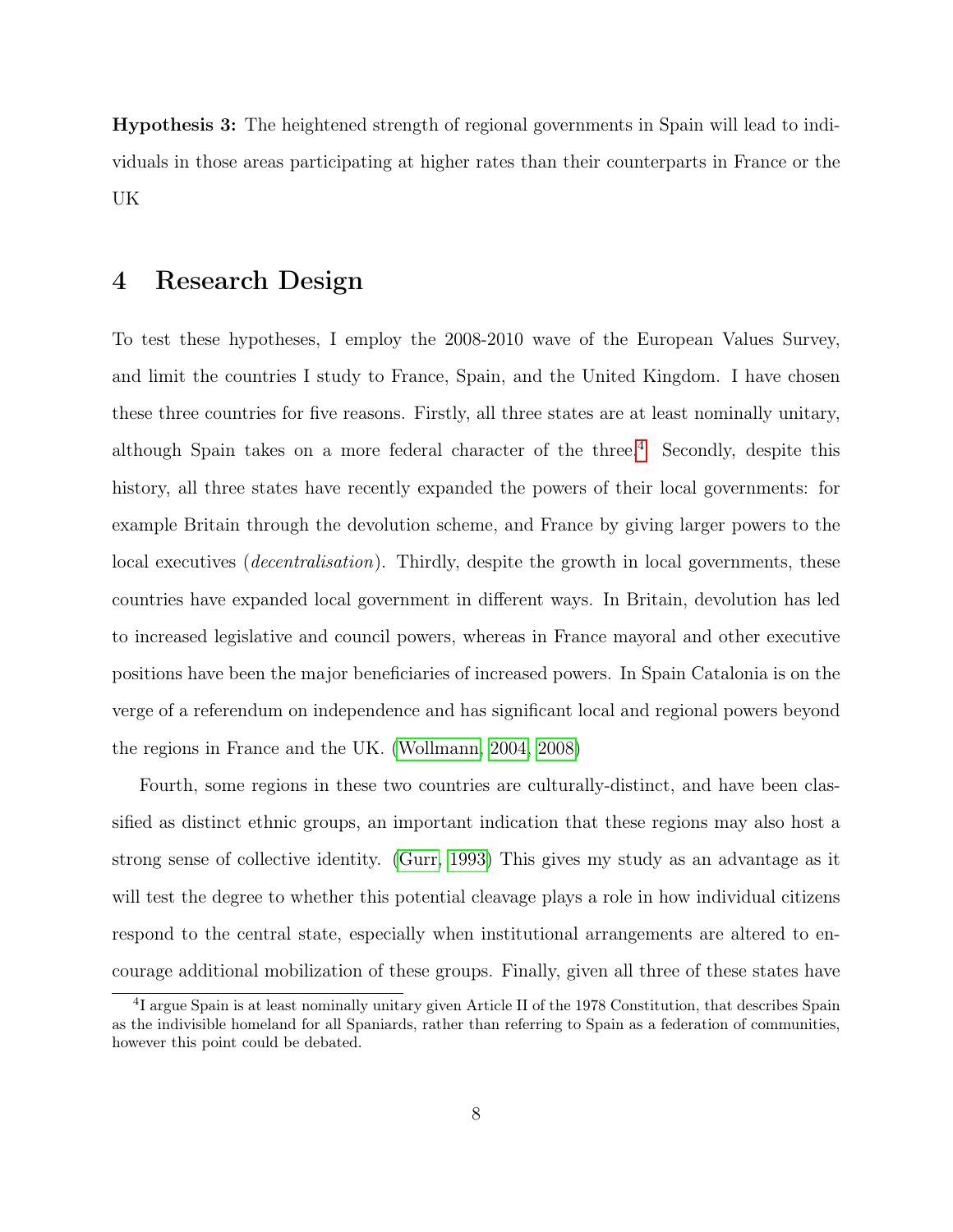**Hypothesis 3:** The heightened strength of regional governments in Spain will lead to individuals in those areas participating at higher rates than their counterparts in France or the UK

# 4 Research Design

To test these hypotheses, I employ the 2008-2010 wave of the European Values Survey, and limit the countries I study to France, Spain, and the United Kingdom. I have chosen these three countries for five reasons. Firstly, all three states are at least nominally unitary, although Spain takes on a more federal character of the three.[4] Secondly, despite this history, all three states have recently expanded the powers of their local governments: for example Britain through the devolution scheme, and France by giving larger powers to the local executives (*decentralisation*). Thirdly, despite the growth in local governments, these countries have expanded local government in different ways. In Britain, devolution has led to increased legislative and council powers, whereas in France mayoral and other executive positions have been the major beneficiaries of increased powers. In Spain Catalonia is on the verge of a referendum on independence and has significant local and regional powers beyond the regions in France and the UK. (Wollmann, 2004, 2008)

Fourth, some regions in these two countries are culturally-distinct, and have been classified as distinct ethnic groups, an important indication that these regions may also host a strong sense of collective identity. (Gurr, 1993) This gives my study as an advantage as it will test the degree to whether this potential cleavage plays a role in how individual citizens respond to the central state, especially when institutional arrangements are altered to encourage additional mobilization of these groups. Finally, given all three of these states have

[4] I argue Spain is at least nominally unitary given Article II of the 1978 Constitution, that describes Spain as the indivisible homeland for all Spaniards, rather than referring to Spain as a federation of communities, however this point could be debated.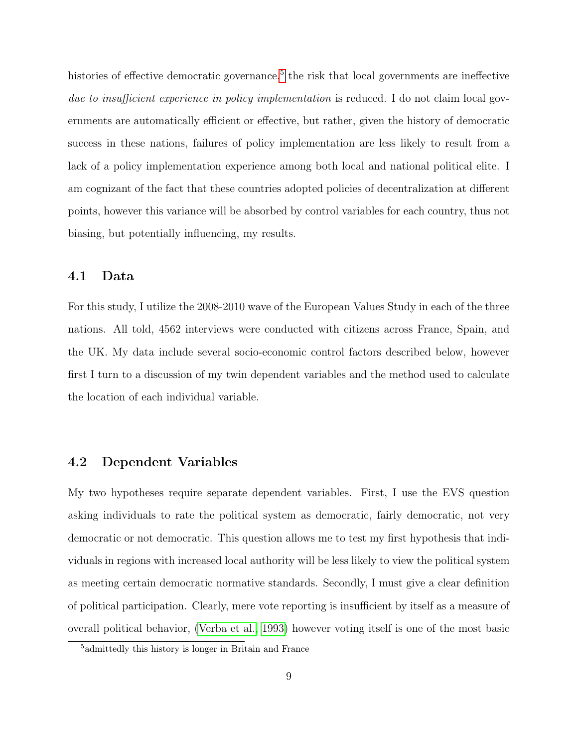histories of effective democratic governance,[5] the risk that local governments are ineffective *due to insufficient experience in policy implementation* is reduced. I do not claim local governments are automatically efficient or effective, but rather, given the history of democratic success in these nations, failures of policy implementation are less likely to result from a lack of a policy implementation experience among both local and national political elite. I am cognizant of the fact that these countries adopted policies of decentralization at different points, however this variance will be absorbed by control variables for each country, thus not biasing, but potentially influencing, my results.

### 4.1 Data

For this study, I utilize the 2008-2010 wave of the European Values Study in each of the three nations. All told, 4562 interviews were conducted with citizens across France, Spain, and the UK. My data include several socio-economic control factors described below, however first I turn to a discussion of my twin dependent variables and the method used to calculate the location of each individual variable.

### 4.2 Dependent Variables

My two hypotheses require separate dependent variables. First, I use the EVS question asking individuals to rate the political system as democratic, fairly democratic, not very democratic or not democratic. This question allows me to test my first hypothesis that individuals in regions with increased local authority will be less likely to view the political system as meeting certain democratic normative standards. Secondly, I must give a clear definition of political participation. Clearly, mere vote reporting is insufficient by itself as a measure of overall political behavior, (Verba et al., 1993) however voting itself is one of the most basic

[5] admittedly this history is longer in Britain and France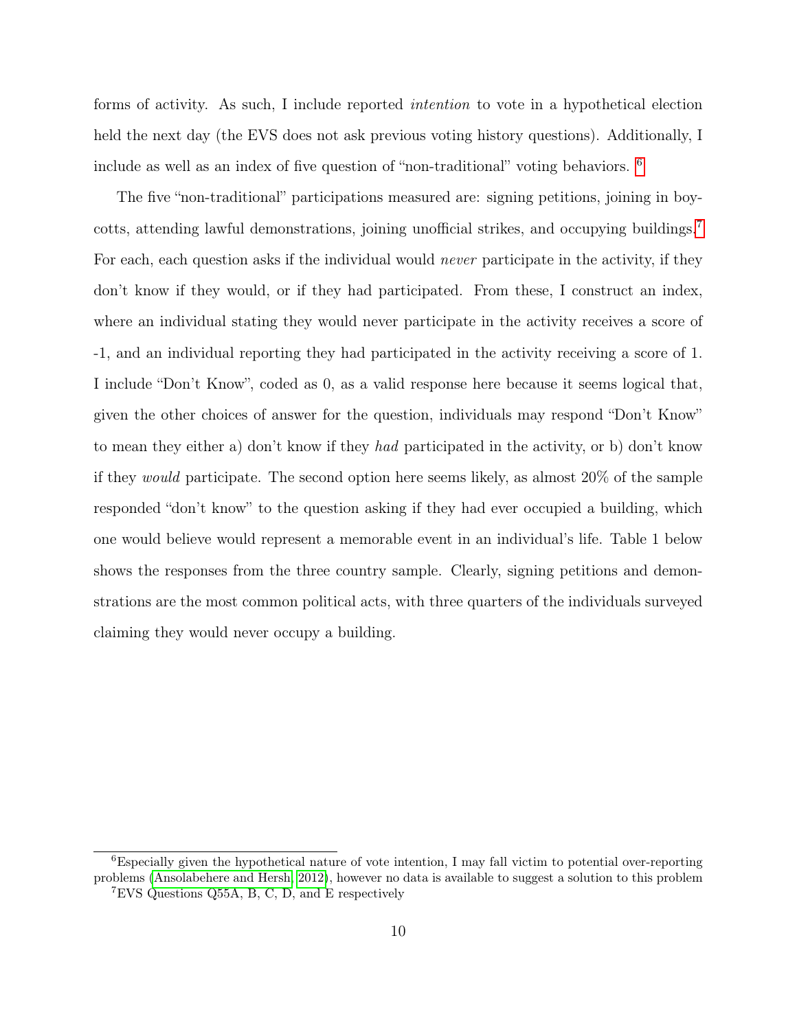forms of activity. As such, I include reported *intention* to vote in a hypothetical election held the next day (the EVS does not ask previous voting history questions). Additionally, I include as well as an index of five question of "non-traditional" voting behaviors. [6]

The five "non-traditional" participations measured are: signing petitions, joining in boycotts, attending lawful demonstrations, joining unofficial strikes, and occupying buildings.[7] For each, each question asks if the individual would *never* participate in the activity, if they don't know if they would, or if they had participated. From these, I construct an index, where an individual stating they would never participate in the activity receives a score of -1, and an individual reporting they had participated in the activity receiving a score of 1. I include "Don't Know", coded as 0, as a valid response here because it seems logical that, given the other choices of answer for the question, individuals may respond "Don't Know" to mean they either a) don't know if they *had* participated in the activity, or b) don't know if they *would* participate. The second option here seems likely, as almost 20% of the sample responded "don't know" to the question asking if they had ever occupied a building, which one would believe would represent a memorable event in an individual's life. Table 1 below shows the responses from the three country sample. Clearly, signing petitions and demonstrations are the most common political acts, with three quarters of the individuals surveyed claiming they would never occupy a building.

[6] Especially given the hypothetical nature of vote intention, I may fall victim to potential over-reporting problems (Ansolabehere and Hersh, 2012), however no data is available to suggest a solution to this problem

[7] EVS Questions Q55A, B, C, D, and E respectively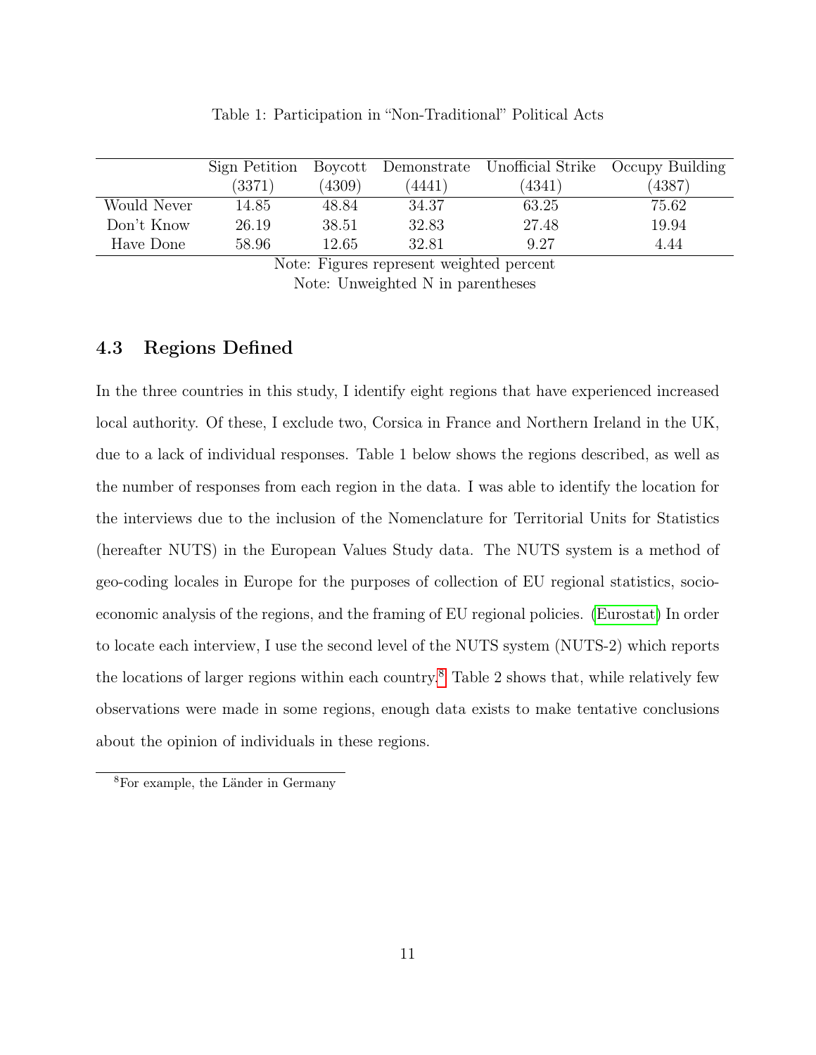Table 1: Participation in "Non-Traditional" Political Acts

| | Sign Petition (3371) | Boycott (4309) | Demonstrate (4441) | Unofficial Strike (4341) | Occupy Building (4387) |
|---|---|---|---|---|---|
| Would Never | 14.85 | 48.84 | 34.37 | 63.25 | 75.62 |
| Don't Know | 26.19 | 38.51 | 32.83 | 27.48 | 19.94 |
| Have Done | 58.96 | 12.65 | 32.81 | 9.27 | 4.44 |

Note: Figures represent weighted percent

Note: Unweighted N in parentheses

### 4.3 Regions Defined

In the three countries in this study, I identify eight regions that have experienced increased local authority. Of these, I exclude two, Corsica in France and Northern Ireland in the UK, due to a lack of individual responses. Table 1 below shows the regions described, as well as the number of responses from each region in the data. I was able to identify the location for the interviews due to the inclusion of the Nomenclature for Territorial Units for Statistics (hereafter NUTS) in the European Values Study data. The NUTS system is a method of geo-coding locales in Europe for the purposes of collection of EU regional statistics, socio-economic analysis of the regions, and the framing of EU regional policies. (Eurostat) In order to locate each interview, I use the second level of the NUTS system (NUTS-2) which reports the locations of larger regions within each country.[8] Table 2 shows that, while relatively few observations were made in some regions, enough data exists to make tentative conclusions about the opinion of individuals in these regions.

[8]For example, the Länder in Germany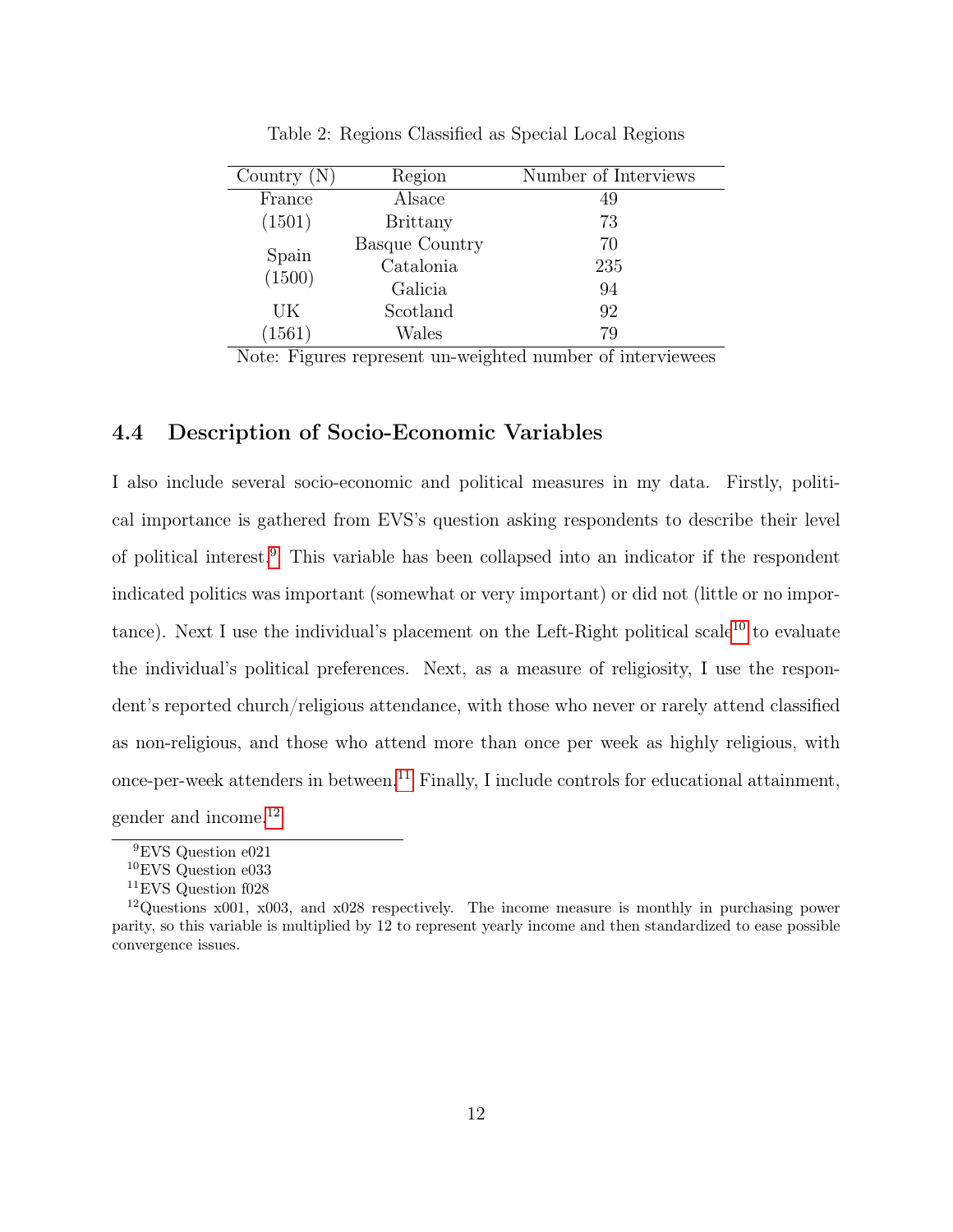Table 2: Regions Classified as Special Local Regions

| Country (N) | Region | Number of Interviews |
|---|---|---|
| France | Alsace | 49 |
| (1501) | Brittany | 73 |
| Spain | Basque Country | 70 |
| (1500) | Catalonia | 235 |
| | Galicia | 94 |
| UK | Scotland | 92 |
| (1561) | Wales | 79 |

Note: Figures represent un-weighted number of interviewees

### 4.4 Description of Socio-Economic Variables

I also include several socio-economic and political measures in my data. Firstly, political importance is gathered from EVS's question asking respondents to describe their level of political interest.[9] This variable has been collapsed into an indicator if the respondent indicated politics was important (somewhat or very important) or did not (little or no importance). Next I use the individual's placement on the Left-Right political scale[10] to evaluate the individual's political preferences. Next, as a measure of religiosity, I use the respondent's reported church/religious attendance, with those who never or rarely attend classified as non-religious, and those who attend more than once per week as highly religious, with once-per-week attenders in between.[11] Finally, I include controls for educational attainment, gender and income.[12]

[9] EVS Question e021

[10] EVS Question e033

[11] EVS Question f028

[12] Questions x001, x003, and x028 respectively. The income measure is monthly in purchasing power parity, so this variable is multiplied by 12 to represent yearly income and then standardized to ease possible convergence issues.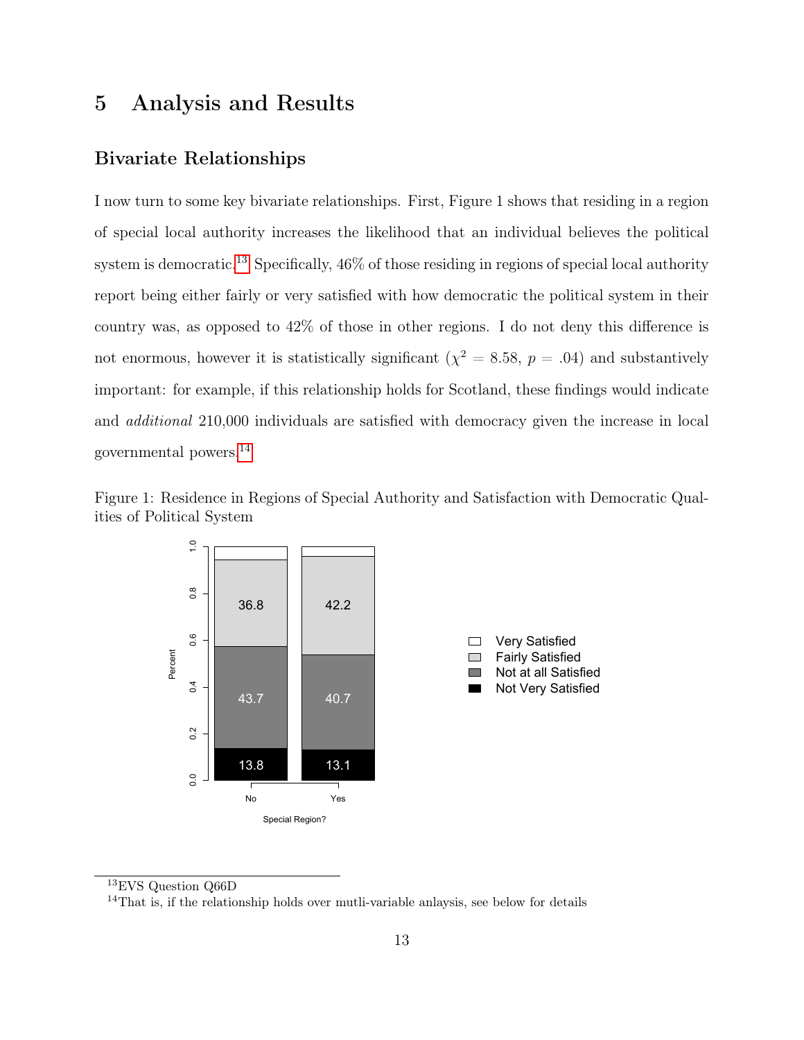# 5 Analysis and Results

## Bivariate Relationships

I now turn to some key bivariate relationships. First, Figure 1 shows that residing in a region of special local authority increases the likelihood that an individual believes the political system is democratic.[13] Specifically, 46% of those residing in regions of special local authority report being either fairly or very satisfied with how democratic the political system in their country was, as opposed to 42% of those in other regions. I do not deny this difference is not enormous, however it is statistically significant ($\chi^2 = 8.58$, $p = .04$) and substantively important: for example, if this relationship holds for Scotland, these findings would indicate and *additional* 210,000 individuals are satisfied with democracy given the increase in local governmental powers.[14]

Figure 1: Residence in Regions of Special Authority and Satisfaction with Democratic Qualities of Political System

[13] EVS Question Q66D

[14] That is, if the relationship holds over mutli-variable anlaysis, see below for details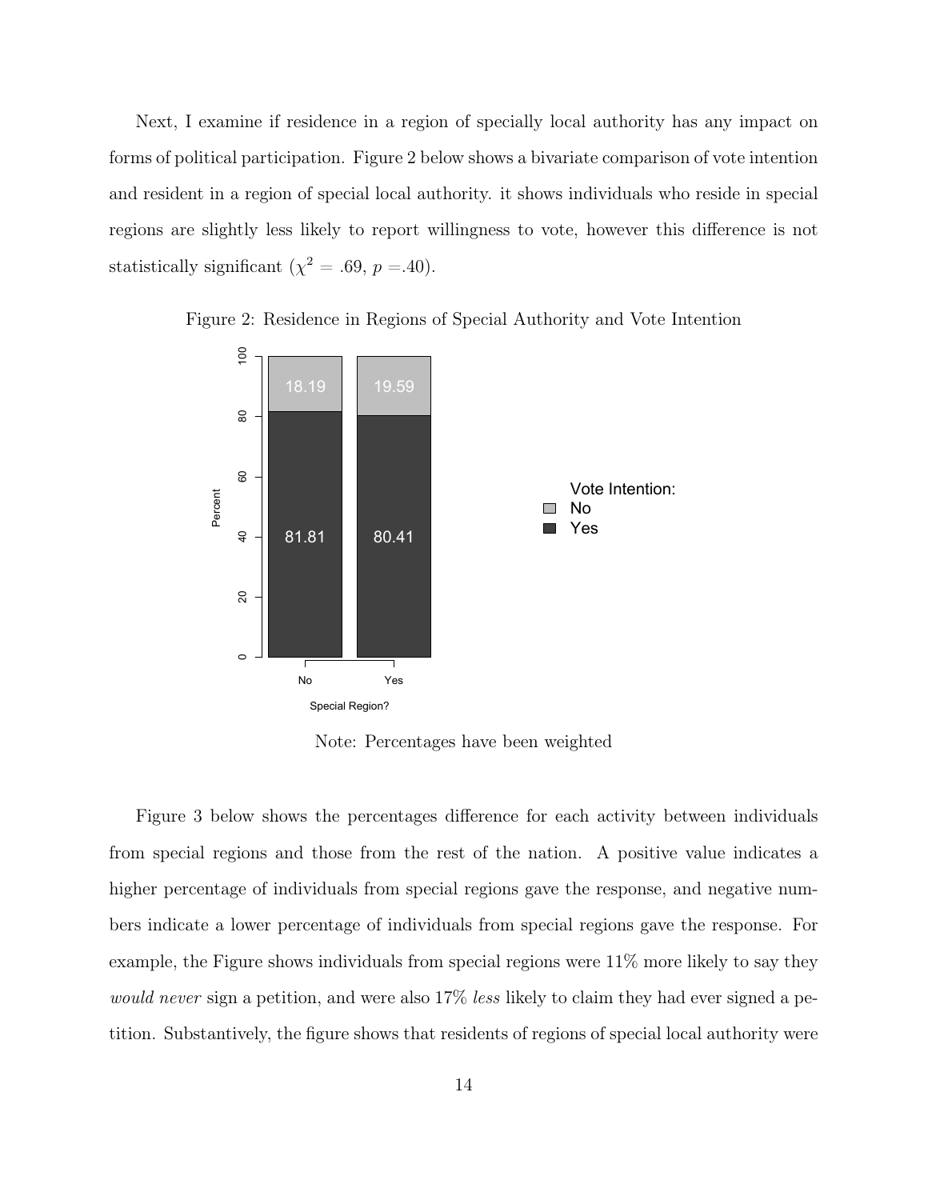Next, I examine if residence in a region of specially local authority has any impact on forms of political participation. Figure 2 below shows a bivariate comparison of vote intention and resident in a region of special local authority. it shows individuals who reside in special regions are slightly less likely to report willingness to vote, however this difference is not statistically significant ($\chi^2 = .69$, $p = .40$).

Figure 2: Residence in Regions of Special Authority and Vote Intention

Note: Percentages have been weighted

Figure 3 below shows the percentages difference for each activity between individuals from special regions and those from the rest of the nation. A positive value indicates a higher percentage of individuals from special regions gave the response, and negative numbers indicate a lower percentage of individuals from special regions gave the response. For example, the Figure shows individuals from special regions were 11% more likely to say they *would never* sign a petition, and were also 17% *less* likely to claim they had ever signed a petition. Substantively, the figure shows that residents of regions of special local authority were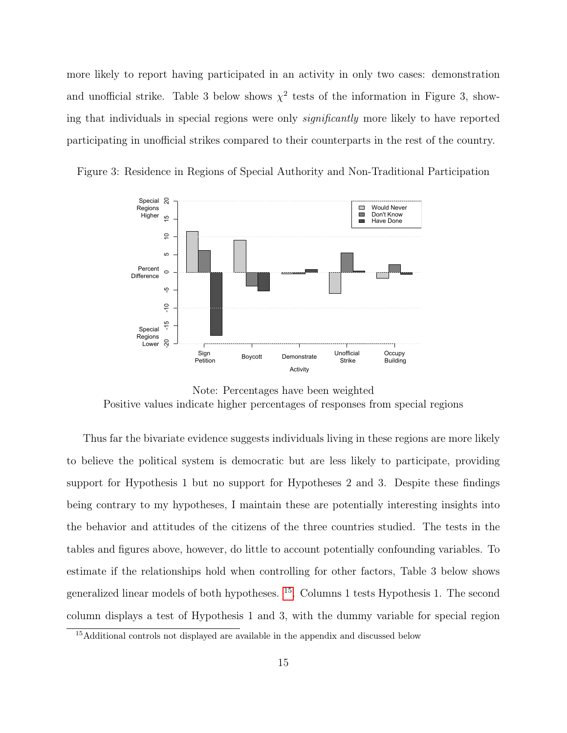more likely to report having participated in an activity in only two cases: demonstration and unofficial strike. Table 3 below shows $\chi^2$ tests of the information in Figure 3, showing that individuals in special regions were only *significantly* more likely to have reported participating in unofficial strikes compared to their counterparts in the rest of the country.

Figure 3: Residence in Regions of Special Authority and Non-Traditional Participation

Note: Percentages have been weighted
Positive values indicate higher percentages of responses from special regions

Thus far the bivariate evidence suggests individuals living in these regions are more likely to believe the political system is democratic but are less likely to participate, providing support for Hypothesis 1 but no support for Hypotheses 2 and 3. Despite these findings being contrary to my hypotheses, I maintain these are potentially interesting insights into the behavior and attitudes of the citizens of the three countries studied. The tests in the tables and figures above, however, do little to account potentially confounding variables. To estimate if the relationships hold when controlling for other factors, Table 3 below shows generalized linear models of both hypotheses. [15] Columns 1 tests Hypothesis 1. The second column displays a test of Hypothesis 1 and 3, with the dummy variable for special region

[15] Additional controls not displayed are available in the appendix and discussed below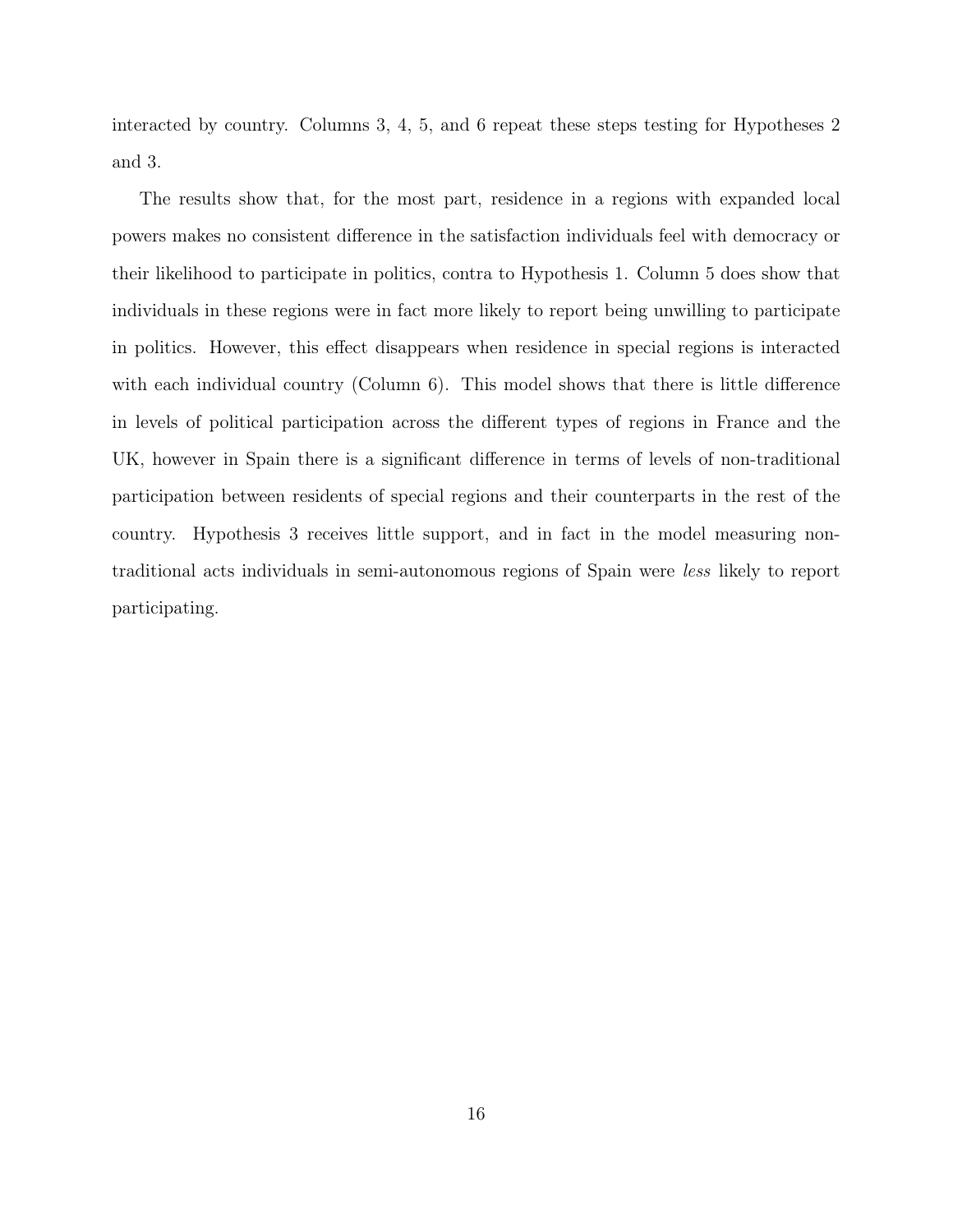interacted by country. Columns 3, 4, 5, and 6 repeat these steps testing for Hypotheses 2 and 3.

The results show that, for the most part, residence in a regions with expanded local powers makes no consistent difference in the satisfaction individuals feel with democracy or their likelihood to participate in politics, contra to Hypothesis 1. Column 5 does show that individuals in these regions were in fact more likely to report being unwilling to participate in politics. However, this effect disappears when residence in special regions is interacted with each individual country (Column 6). This model shows that there is little difference in levels of political participation across the different types of regions in France and the UK, however in Spain there is a significant difference in terms of levels of non-traditional participation between residents of special regions and their counterparts in the rest of the country. Hypothesis 3 receives little support, and in fact in the model measuring non-traditional acts individuals in semi-autonomous regions of Spain were *less* likely to report participating.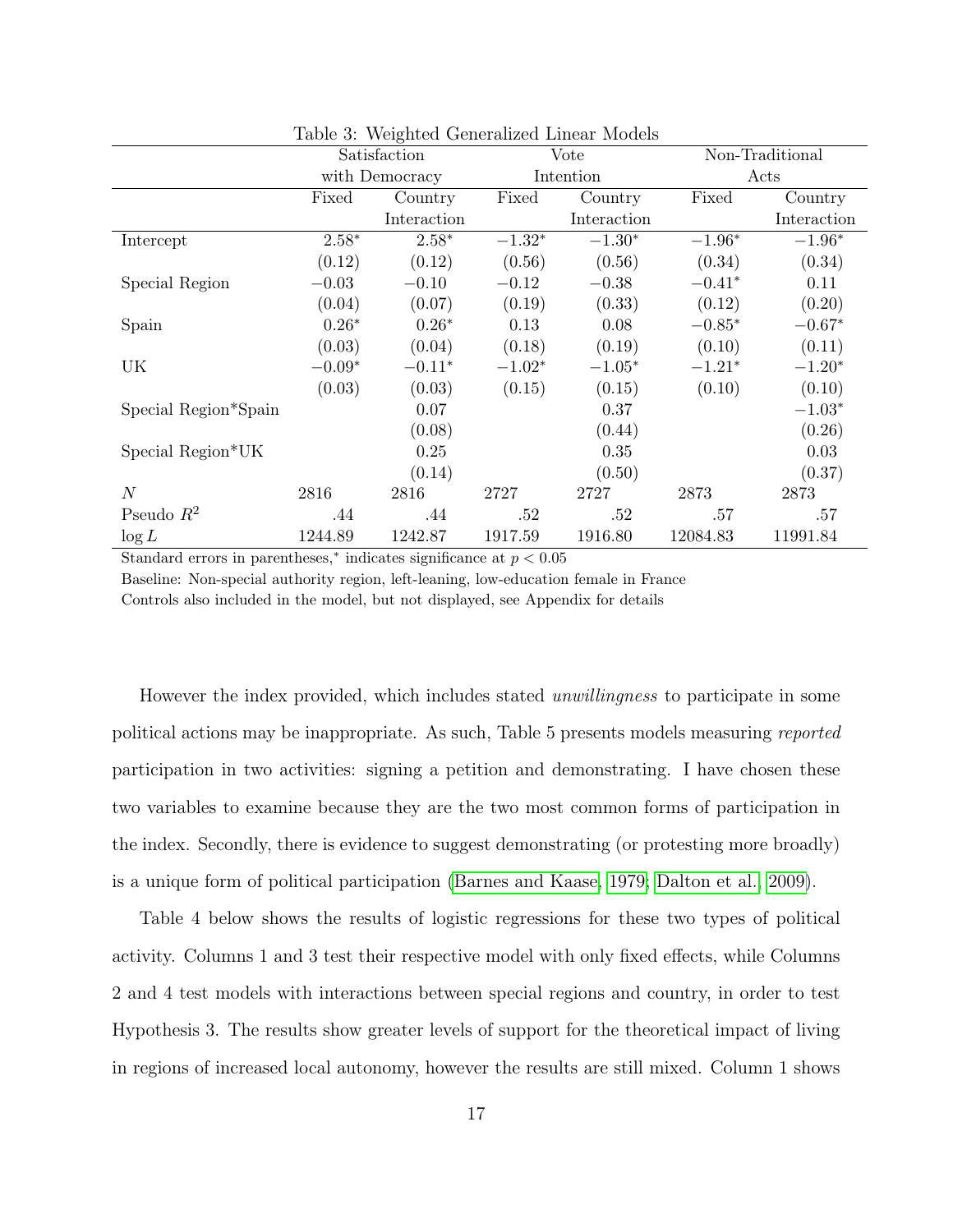Table 3: Weighted Generalized Linear Models

| | Satisfaction with Democracy | | Vote Intention | | Non-Traditional Acts | |
|---|---|---|---|---|---|---|
| | Fixed | Country Interaction | Fixed | Country Interaction | Fixed | Country Interaction |
| Intercept | $2.58^*$ | $2.58^*$ | $-1.32^*$ | $-1.30^*$ | $-1.96^*$ | $-1.96^*$ |
| | (0.12) | (0.12) | (0.56) | (0.56) | (0.34) | (0.34) |
| Special Region | $-0.03$ | $-0.10$ | $-0.12$ | $-0.38$ | $-0.41^*$ | 0.11 |
| | (0.04) | (0.07) | (0.19) | (0.33) | (0.12) | (0.20) |
| Spain | $0.26^*$ | $0.26^*$ | 0.13 | 0.08 | $-0.85^*$ | $-0.67^*$ |
| | (0.03) | (0.04) | (0.18) | (0.19) | (0.10) | (0.11) |
| UK | $-0.09^*$ | $-0.11^*$ | $-1.02^*$ | $-1.05^*$ | $-1.21^*$ | $-1.20^*$ |
| | (0.03) | (0.03) | (0.15) | (0.15) | (0.10) | (0.10) |
| Special Region*Spain | | 0.07 | | 0.37 | | $-1.03^*$ |
| | | (0.08) | | (0.44) | | (0.26) |
| Special Region*UK | | 0.25 | | 0.35 | | 0.03 |
| | | (0.14) | | (0.50) | | (0.37) |
| $N$ | 2816 | 2816 | 2727 | 2727 | 2873 | 2873 |
| Pseudo $R^2$ | .44 | .44 | .52 | .52 | .57 | .57 |
| $\log L$ | 1244.89 | 1242.87 | 1917.59 | 1916.80 | 12084.83 | 11991.84 |

Standard errors in parentheses,* indicates significance at $p < 0.05$

Baseline: Non-special authority region, left-leaning, low-education female in France

Controls also included in the model, but not displayed, see Appendix for details

However the index provided, which includes stated *unwillingness* to participate in some political actions may be inappropriate. As such, Table 5 presents models measuring *reported* participation in two activities: signing a petition and demonstrating. I have chosen these two variables to examine because they are the two most common forms of participation in the index. Secondly, there is evidence to suggest demonstrating (or protesting more broadly) is a unique form of political participation (Barnes and Kaase, 1979; Dalton et al., 2009).

Table 4 below shows the results of logistic regressions for these two types of political activity. Columns 1 and 3 test their respective model with only fixed effects, while Columns 2 and 4 test models with interactions between special regions and country, in order to test Hypothesis 3. The results show greater levels of support for the theoretical impact of living in regions of increased local autonomy, however the results are still mixed. Column 1 shows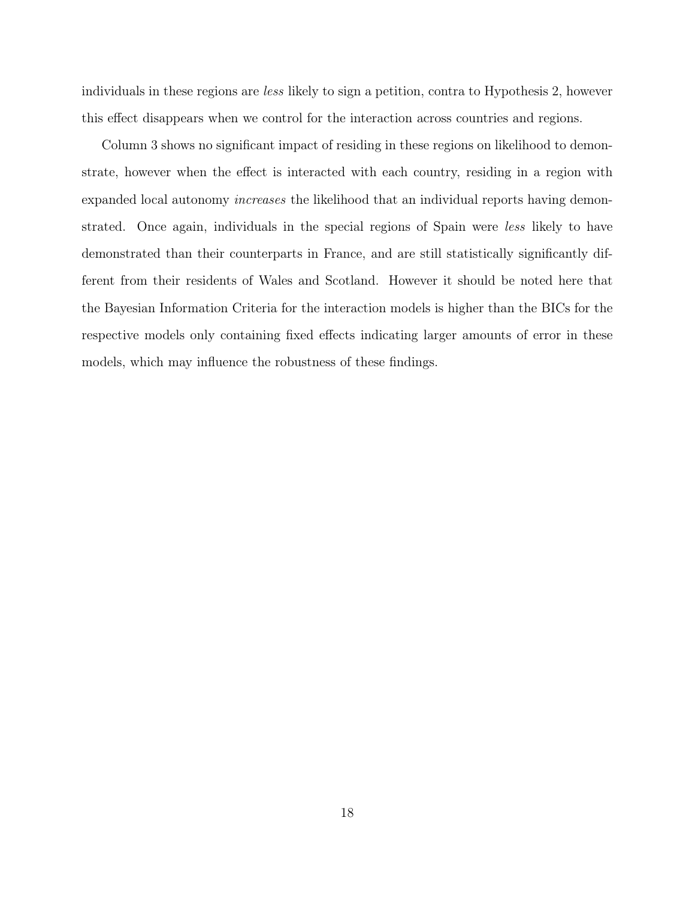individuals in these regions are *less* likely to sign a petition, contra to Hypothesis 2, however this effect disappears when we control for the interaction across countries and regions.

Column 3 shows no significant impact of residing in these regions on likelihood to demonstrate, however when the effect is interacted with each country, residing in a region with expanded local autonomy *increases* the likelihood that an individual reports having demonstrated. Once again, individuals in the special regions of Spain were *less* likely to have demonstrated than their counterparts in France, and are still statistically significantly different from their residents of Wales and Scotland. However it should be noted here that the Bayesian Information Criteria for the interaction models is higher than the BICs for the respective models only containing fixed effects indicating larger amounts of error in these models, which may influence the robustness of these findings.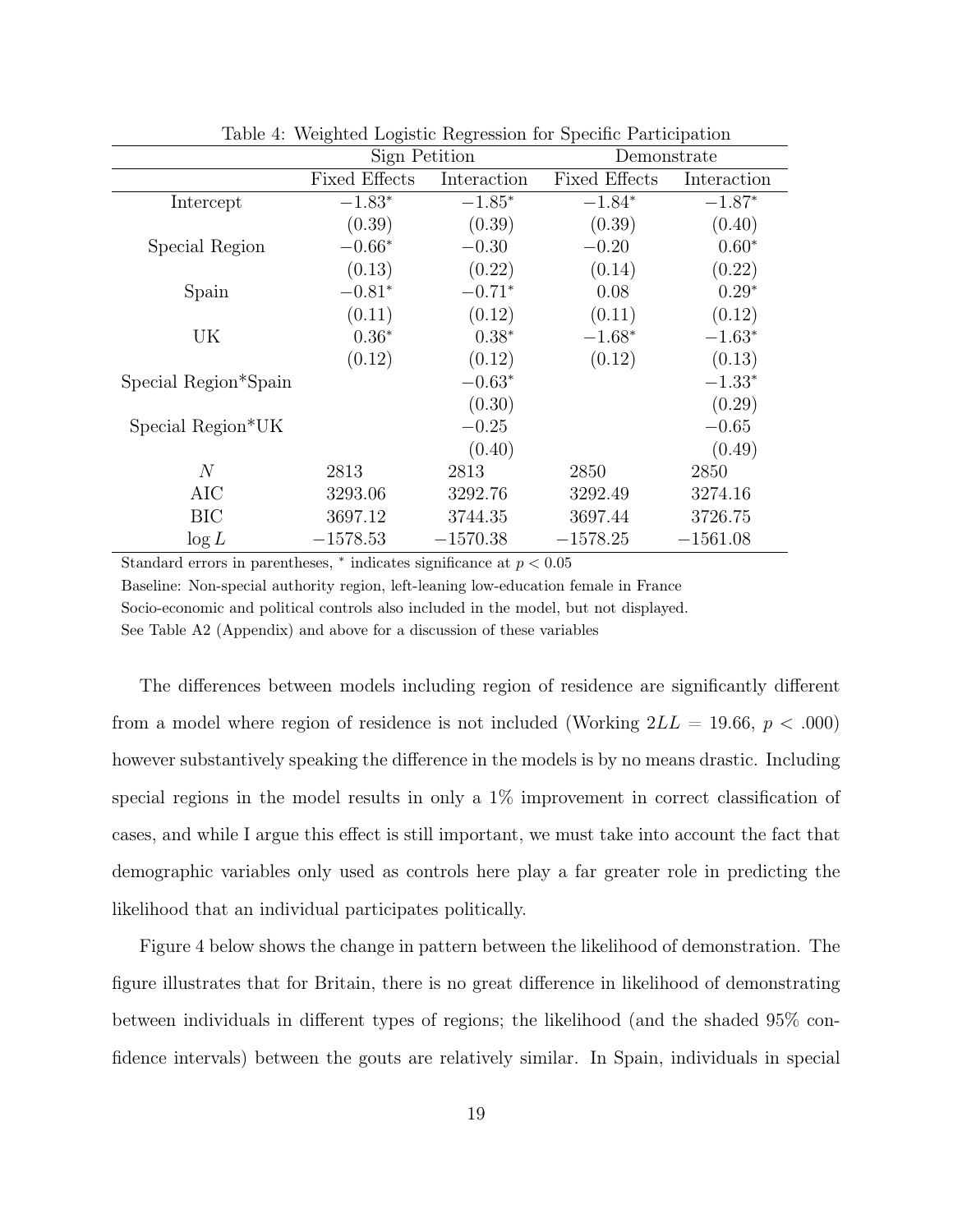Table 4: Weighted Logistic Regression for Specific Participation

| | Sign Petition | | Demonstrate | |
|---|---|---|---|---|
| | Fixed Effects | Interaction | Fixed Effects | Interaction |
| Intercept | $-1.83^*$ | $-1.85^*$ | $-1.84^*$ | $-1.87^*$ |
| | (0.39) | (0.39) | (0.39) | (0.40) |
| Special Region | $-0.66^*$ | $-0.30$ | $-0.20$ | $0.60^*$ |
| | (0.13) | (0.22) | (0.14) | (0.22) |
| Spain | $-0.81^*$ | $-0.71^*$ | 0.08 | $0.29^*$ |
| | (0.11) | (0.12) | (0.11) | (0.12) |
| UK | $0.36^*$ | $0.38^*$ | $-1.68^*$ | $-1.63^*$ |
| | (0.12) | (0.12) | (0.12) | (0.13) |
| Special Region*Spain | | $-0.63^*$ | | $-1.33^*$ |
| | | (0.30) | | (0.29) |
| Special Region*UK | | $-0.25$ | | $-0.65$ |
| | | (0.40) | | (0.49) |
| $N$ | 2813 | 2813 | 2850 | 2850 |
| AIC | 3293.06 | 3292.76 | 3292.49 | 3274.16 |
| BIC | 3697.12 | 3744.35 | 3697.44 | 3726.75 |
| $\log L$ | $-1578.53$ | $-1570.38$ | $-1578.25$ | $-1561.08$ |

Standard errors in parentheses, * indicates significance at $p < 0.05$

Baseline: Non-special authority region, left-leaning low-education female in France

Socio-economic and political controls also included in the model, but not displayed.

See Table A2 (Appendix) and above for a discussion of these variables

The differences between models including region of residence are significantly different from a model where region of residence is not included (Working $2LL = 19.66$, $p < .000$) however substantively speaking the difference in the models is by no means drastic. Including special regions in the model results in only a 1% improvement in correct classification of cases, and while I argue this effect is still important, we must take into account the fact that demographic variables only used as controls here play a far greater role in predicting the likelihood that an individual participates politically.

Figure 4 below shows the change in pattern between the likelihood of demonstration. The figure illustrates that for Britain, there is no great difference in likelihood of demonstrating between individuals in different types of regions; the likelihood (and the shaded 95% confidence intervals) between the gouts are relatively similar. In Spain, individuals in special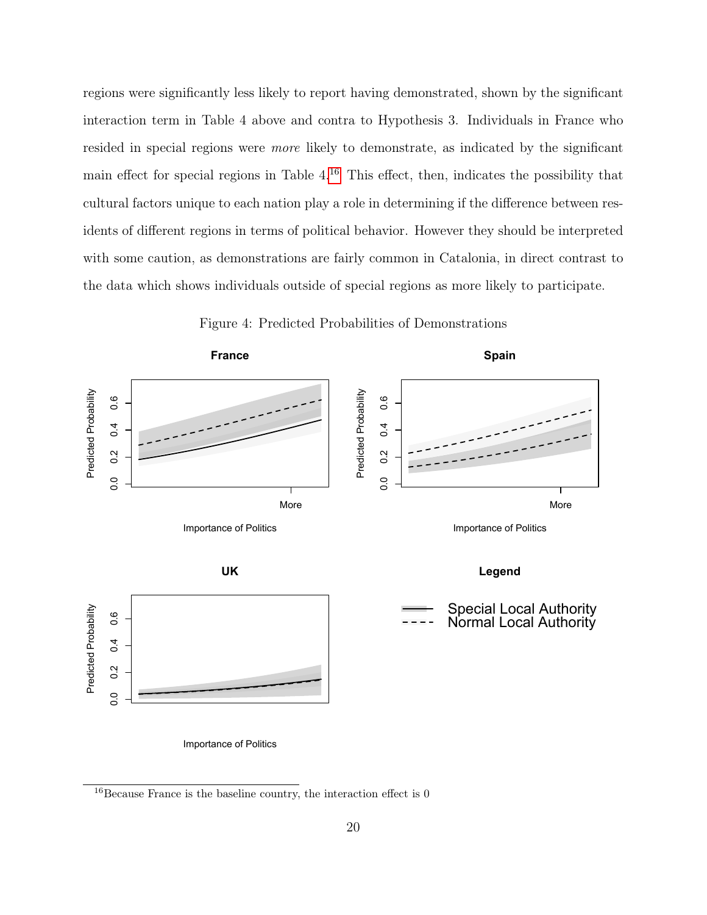regions were significantly less likely to report having demonstrated, shown by the significant interaction term in Table 4 above and contra to Hypothesis 3. Individuals in France who resided in special regions were *more* likely to demonstrate, as indicated by the significant main effect for special regions in Table 4.[16] This effect, then, indicates the possibility that cultural factors unique to each nation play a role in determining if the difference between residents of different regions in terms of political behavior. However they should be interpreted with some caution, as demonstrations are fairly common in Catalonia, in direct contrast to the data which shows individuals outside of special regions as more likely to participate.

Figure 4: Predicted Probabilities of Demonstrations

[16] Because France is the baseline country, the interaction effect is 0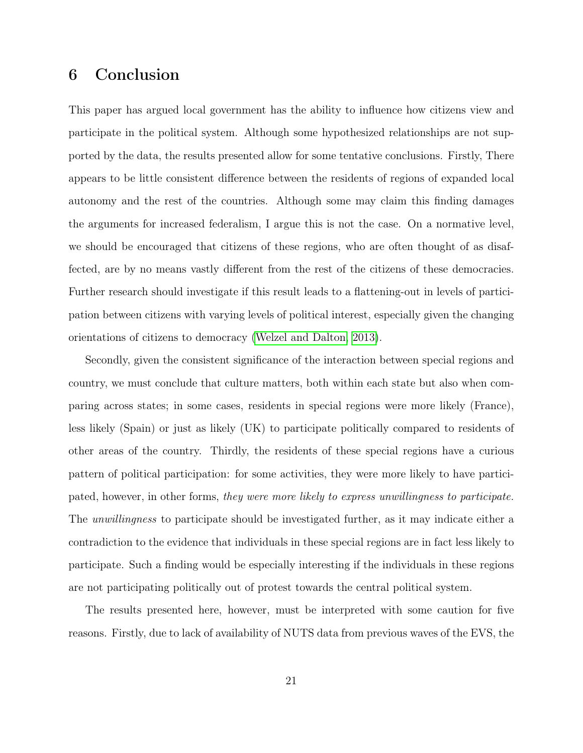## 6 Conclusion

This paper has argued local government has the ability to influence how citizens view and participate in the political system. Although some hypothesized relationships are not supported by the data, the results presented allow for some tentative conclusions. Firstly, There appears to be little consistent difference between the residents of regions of expanded local autonomy and the rest of the countries. Although some may claim this finding damages the arguments for increased federalism, I argue this is not the case. On a normative level, we should be encouraged that citizens of these regions, who are often thought of as disaffected, are by no means vastly different from the rest of the citizens of these democracies. Further research should investigate if this result leads to a flattening-out in levels of participation between citizens with varying levels of political interest, especially given the changing orientations of citizens to democracy (Welzel and Dalton, 2013).

Secondly, given the consistent significance of the interaction between special regions and country, we must conclude that culture matters, both within each state but also when comparing across states; in some cases, residents in special regions were more likely (France), less likely (Spain) or just as likely (UK) to participate politically compared to residents of other areas of the country. Thirdly, the residents of these special regions have a curious pattern of political participation: for some activities, they were more likely to have participated, however, in other forms, *they were more likely to express unwillingness to participate.* The *unwillingness* to participate should be investigated further, as it may indicate either a contradiction to the evidence that individuals in these special regions are in fact less likely to participate. Such a finding would be especially interesting if the individuals in these regions are not participating politically out of protest towards the central political system.

The results presented here, however, must be interpreted with some caution for five reasons. Firstly, due to lack of availability of NUTS data from previous waves of the EVS, the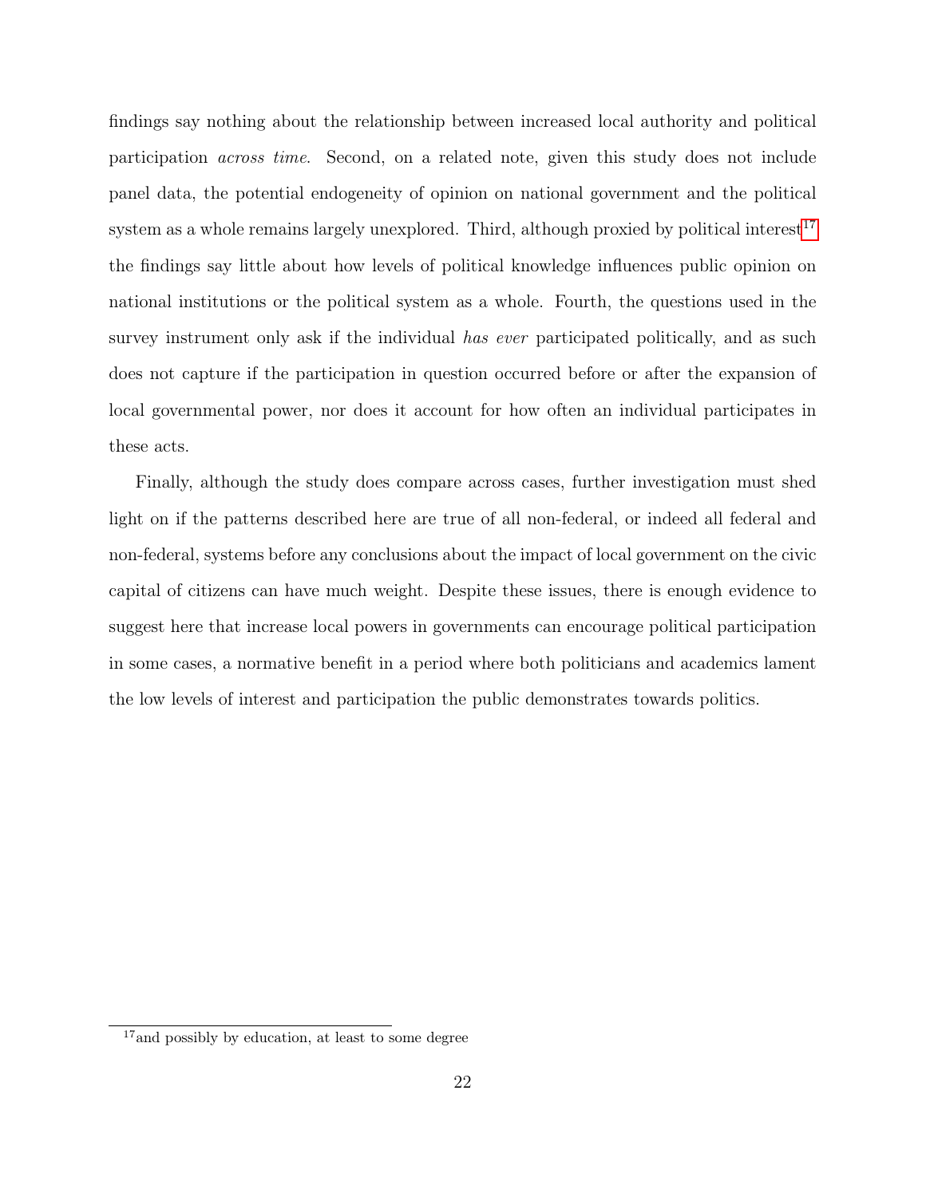findings say nothing about the relationship between increased local authority and political participation *across time*. Second, on a related note, given this study does not include panel data, the potential endogeneity of opinion on national government and the political system as a whole remains largely unexplored. Third, although proxied by political interest[17] the findings say little about how levels of political knowledge influences public opinion on national institutions or the political system as a whole. Fourth, the questions used in the survey instrument only ask if the individual *has ever* participated politically, and as such does not capture if the participation in question occurred before or after the expansion of local governmental power, nor does it account for how often an individual participates in these acts.

Finally, although the study does compare across cases, further investigation must shed light on if the patterns described here are true of all non-federal, or indeed all federal and non-federal, systems before any conclusions about the impact of local government on the civic capital of citizens can have much weight. Despite these issues, there is enough evidence to suggest here that increase local powers in governments can encourage political participation in some cases, a normative benefit in a period where both politicians and academics lament the low levels of interest and participation the public demonstrates towards politics.

[17] and possibly by education, at least to some degree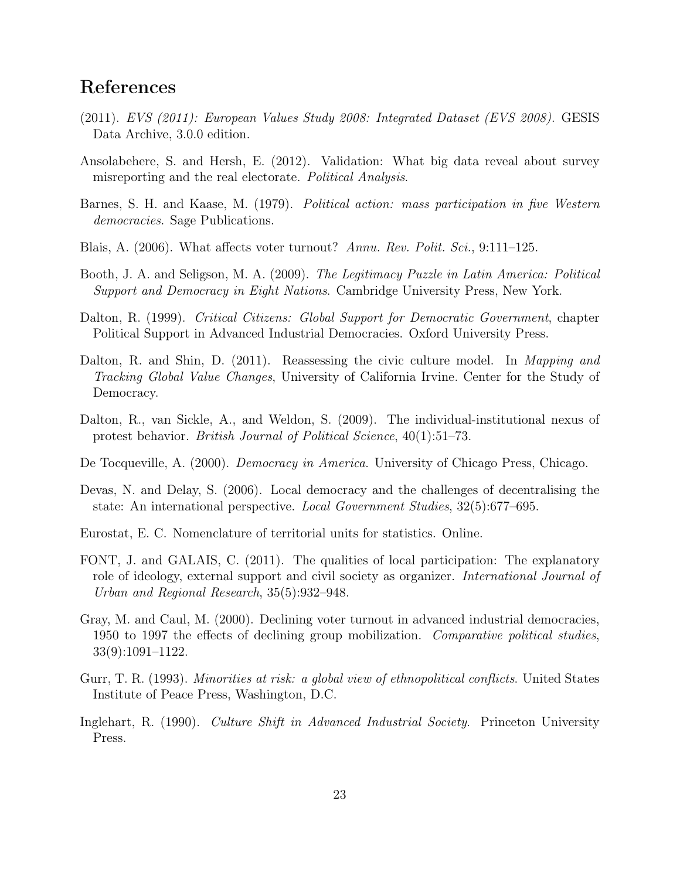# References

(2011). *EVS (2011): European Values Study 2008: Integrated Dataset (EVS 2008).* GESIS Data Archive, 3.0.0 edition.

Ansolabehere, S. and Hersh, E. (2012). Validation: What big data reveal about survey misreporting and the real electorate. *Political Analysis*.

Barnes, S. H. and Kaase, M. (1979). *Political action: mass participation in five Western democracies*. Sage Publications.

Blais, A. (2006). What affects voter turnout? *Annu. Rev. Polit. Sci.*, 9:111–125.

Booth, J. A. and Seligson, M. A. (2009). *The Legitimacy Puzzle in Latin America: Political Support and Democracy in Eight Nations*. Cambridge University Press, New York.

Dalton, R. (1999). *Critical Citizens: Global Support for Democratic Government*, chapter Political Support in Advanced Industrial Democracies. Oxford University Press.

Dalton, R. and Shin, D. (2011). Reassessing the civic culture model. In *Mapping and Tracking Global Value Changes*, University of California Irvine. Center for the Study of Democracy.

Dalton, R., van Sickle, A., and Weldon, S. (2009). The individual-institutional nexus of protest behavior. *British Journal of Political Science*, 40(1):51–73.

De Tocqueville, A. (2000). *Democracy in America*. University of Chicago Press, Chicago.

Devas, N. and Delay, S. (2006). Local democracy and the challenges of decentralising the state: An international perspective. *Local Government Studies*, 32(5):677–695.

Eurostat, E. C. Nomenclature of territorial units for statistics. Online.

FONT, J. and GALAIS, C. (2011). The qualities of local participation: The explanatory role of ideology, external support and civil society as organizer. *International Journal of Urban and Regional Research*, 35(5):932–948.

Gray, M. and Caul, M. (2000). Declining voter turnout in advanced industrial democracies, 1950 to 1997 the effects of declining group mobilization. *Comparative political studies*, 33(9):1091–1122.

Gurr, T. R. (1993). *Minorities at risk: a global view of ethnopolitical conflicts*. United States Institute of Peace Press, Washington, D.C.

Inglehart, R. (1990). *Culture Shift in Advanced Industrial Society*. Princeton University Press.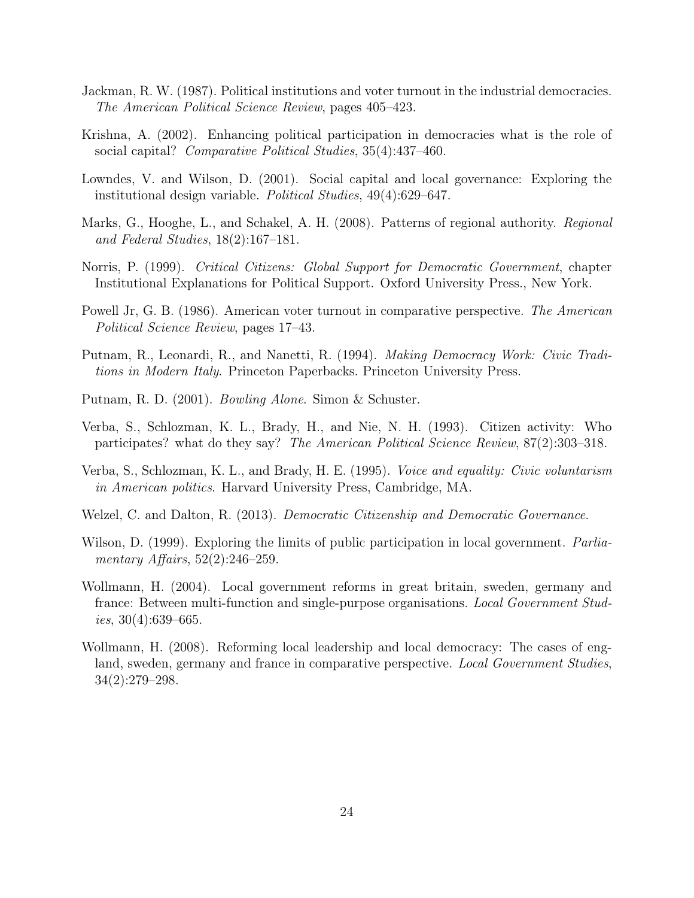Jackman, R. W. (1987). Political institutions and voter turnout in the industrial democracies. *The American Political Science Review*, pages 405–423.

Krishna, A. (2002). Enhancing political participation in democracies what is the role of social capital? *Comparative Political Studies*, 35(4):437–460.

Lowndes, V. and Wilson, D. (2001). Social capital and local governance: Exploring the institutional design variable. *Political Studies*, 49(4):629–647.

Marks, G., Hooghe, L., and Schakel, A. H. (2008). Patterns of regional authority. *Regional and Federal Studies*, 18(2):167–181.

Norris, P. (1999). *Critical Citizens: Global Support for Democratic Government*, chapter Institutional Explanations for Political Support. Oxford University Press., New York.

Powell Jr, G. B. (1986). American voter turnout in comparative perspective. *The American Political Science Review*, pages 17–43.

Putnam, R., Leonardi, R., and Nanetti, R. (1994). *Making Democracy Work: Civic Traditions in Modern Italy*. Princeton Paperbacks. Princeton University Press.

Putnam, R. D. (2001). *Bowling Alone*. Simon & Schuster.

Verba, S., Schlozman, K. L., Brady, H., and Nie, N. H. (1993). Citizen activity: Who participates? what do they say? *The American Political Science Review*, 87(2):303–318.

Verba, S., Schlozman, K. L., and Brady, H. E. (1995). *Voice and equality: Civic voluntarism in American politics*. Harvard University Press, Cambridge, MA.

Welzel, C. and Dalton, R. (2013). *Democratic Citizenship and Democratic Governance*.

Wilson, D. (1999). Exploring the limits of public participation in local government. *Parliamentary Affairs*, 52(2):246–259.

Wollmann, H. (2004). Local government reforms in great britain, sweden, germany and france: Between multi-function and single-purpose organisations. *Local Government Studies*, 30(4):639–665.

Wollmann, H. (2008). Reforming local leadership and local democracy: The cases of england, sweden, germany and france in comparative perspective. *Local Government Studies*, 34(2):279–298.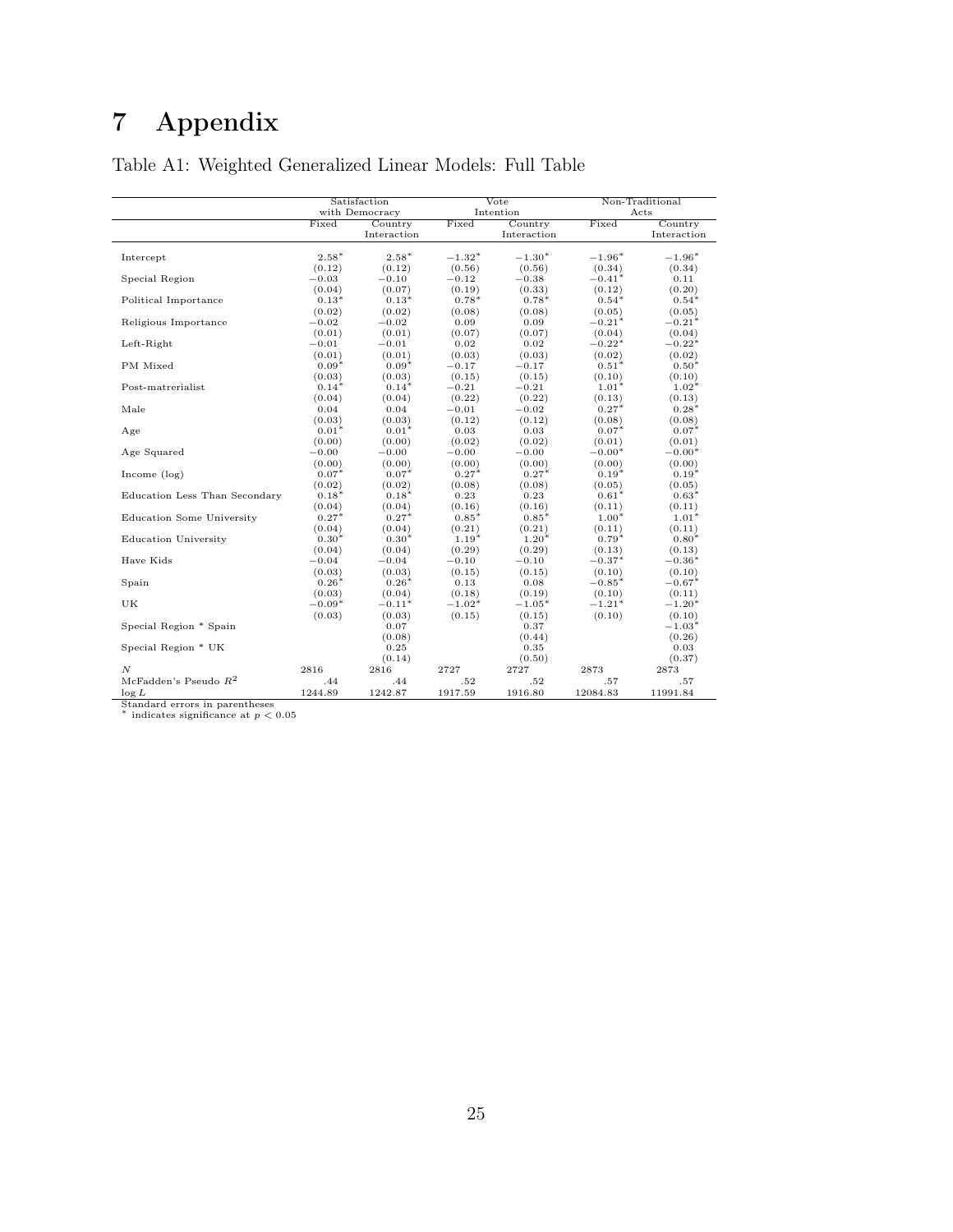# 7 Appendix

Table A1: Weighted Generalized Linear Models: Full Table

| | Satisfaction with Democracy | | Vote Intention | | Non-Traditional Acts | |
|---|---|---|---|---|---|---|
| | Fixed | Country Interaction | Fixed | Country Interaction | Fixed | Country Interaction |
| Intercept | $2.58^*$ | $2.58^*$ | $-1.32^*$ | $-1.30^*$ | $-1.96^*$ | $-1.96^*$ |
| | (0.12) | (0.12) | (0.56) | (0.56) | (0.34) | (0.34) |
| Special Region | $-0.03$ | $-0.10$ | $-0.12$ | $-0.38$ | $-0.41^*$ | 0.11 |
| | (0.04) | (0.07) | (0.19) | (0.33) | (0.12) | (0.20) |
| Political Importance | $0.13^*$ | $0.13^*$ | $0.78^*$ | $0.78^*$ | $0.54^*$ | $0.54^*$ |
| | (0.02) | (0.02) | (0.08) | (0.08) | (0.05) | (0.05) |
| Religious Importance | $-0.02$ | $-0.02$ | 0.09 | 0.09 | $-0.21^*$ | $-0.21^*$ |
| | (0.01) | (0.01) | (0.07) | (0.07) | (0.04) | (0.04) |
| Left-Right | $-0.01$ | $-0.01$ | 0.02 | 0.02 | $-0.22^*$ | $-0.22^*$ |
| | (0.01) | (0.01) | (0.03) | (0.03) | (0.02) | (0.02) |
| PM Mixed | $0.09^*$ | $0.09^*$ | $-0.17$ | $-0.17$ | $0.51^*$ | $0.50^*$ |
| | (0.03) | (0.03) | (0.15) | (0.15) | (0.10) | (0.10) |
| Post-matrerialist | $0.14^*$ | $0.14^*$ | $-0.21$ | $-0.21$ | $1.01^*$ | $1.02^*$ |
| | (0.04) | (0.04) | (0.22) | (0.22) | (0.13) | (0.13) |
| Male | 0.04 | 0.04 | $-0.01$ | $-0.02$ | $0.27^*$ | $0.28^*$ |
| | (0.03) | (0.03) | (0.12) | (0.12) | (0.08) | (0.08) |
| Age | $0.01^*$ | $0.01^*$ | 0.03 | 0.03 | $0.07^*$ | $0.07^*$ |
| | (0.00) | (0.00) | (0.02) | (0.02) | (0.01) | (0.01) |
| Age Squared | $-0.00$ | $-0.00$ | $-0.00$ | $-0.00$ | $-0.00^*$ | $-0.00^*$ |
| | (0.00) | (0.00) | (0.00) | (0.00) | (0.00) | (0.00) |
| Income (log) | $0.07^*$ | $0.07^*$ | $0.27^*$ | $0.27^*$ | $0.19^*$ | $0.19^*$ |
| | (0.02) | (0.02) | (0.08) | (0.08) | (0.05) | (0.05) |
| Education Less Than Secondary | $0.18^*$ | $0.18^*$ | 0.23 | 0.23 | $0.61^*$ | $0.63^*$ |
| | (0.04) | (0.04) | (0.16) | (0.16) | (0.11) | (0.11) |
| Education Some University | $0.27^*$ | $0.27^*$ | $0.85^*$ | $0.85^*$ | $1.00^*$ | $1.01^*$ |
| | (0.04) | (0.04) | (0.21) | (0.21) | (0.11) | (0.11) |
| Education University | $0.30^*$ | $0.30^*$ | $1.19^*$ | $1.20^*$ | $0.79^*$ | $0.80^*$ |
| | (0.04) | (0.04) | (0.29) | (0.29) | (0.13) | (0.13) |
| Have Kids | $-0.04$ | $-0.04$ | $-0.10$ | $-0.10$ | $-0.37^*$ | $-0.36^*$ |
| | (0.03) | (0.03) | (0.15) | (0.15) | (0.10) | (0.10) |
| Spain | $0.26^*$ | $0.26^*$ | 0.13 | 0.08 | $-0.85^*$ | $-0.67^*$ |
| | (0.03) | (0.04) | (0.18) | (0.19) | (0.10) | (0.11) |
| UK | $-0.09^*$ | $-0.11^*$ | $-1.02^*$ | $-1.05^*$ | $-1.21^*$ | $-1.20^*$ |
| | (0.03) | (0.03) | (0.15) | (0.15) | (0.10) | (0.10) |
| Special Region * Spain | | 0.07 | | 0.37 | | $-1.03^*$ |
| | | (0.08) | | (0.44) | | (0.26) |
| Special Region * UK | | 0.25 | | 0.35 | | 0.03 |
| | | (0.14) | | (0.50) | | (0.37) |
| $N$ | 2816 | 2816 | 2727 | 2727 | 2873 | 2873 |
| McFadden's Pseudo $R^2$ | .44 | .44 | .52 | .52 | .57 | .57 |
| $\log L$ | 1244.89 | 1242.87 | 1917.59 | 1916.80 | 12084.83 | 11991.84 |

Standard errors in parentheses
$^*$ indicates significance at $p < 0.05$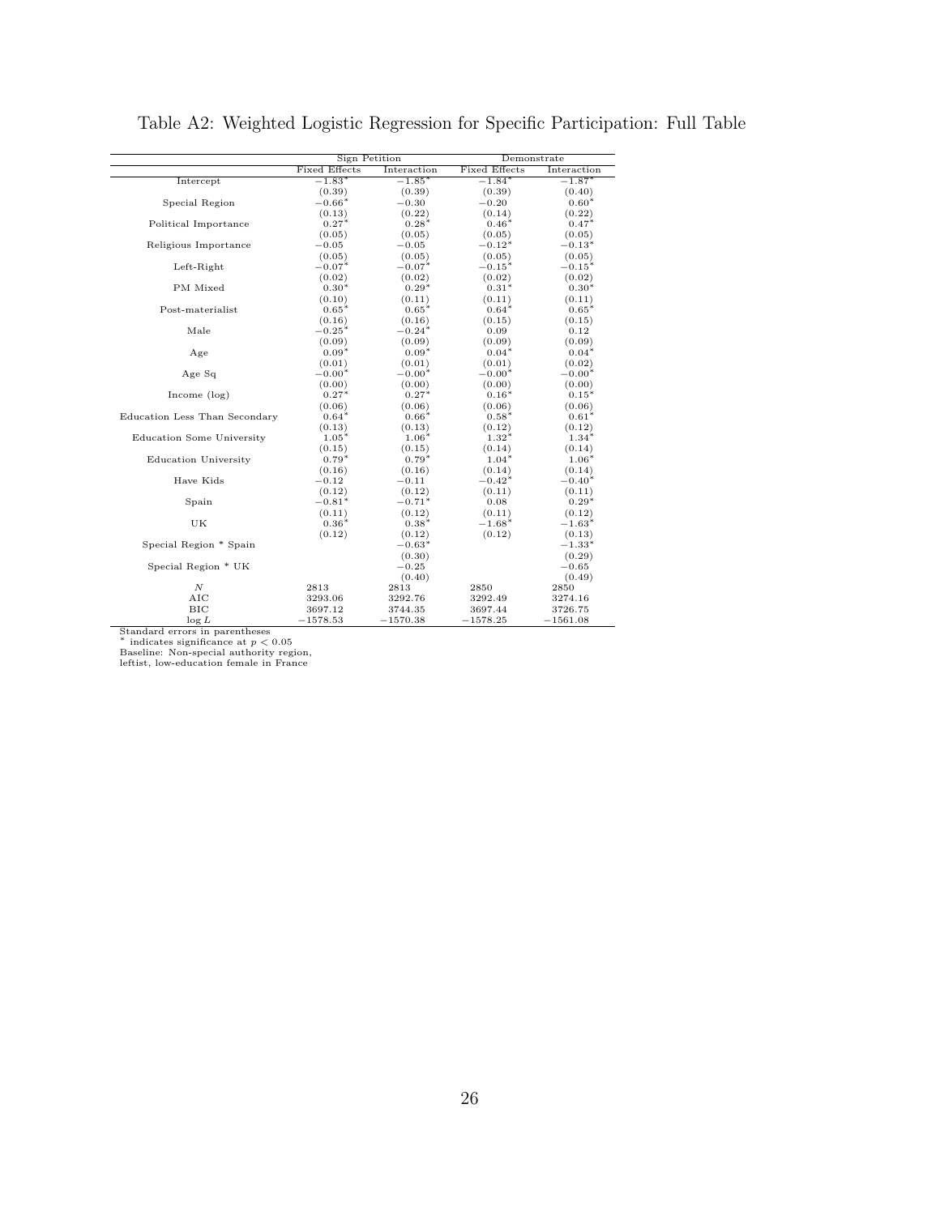Table A2: Weighted Logistic Regression for Specific Participation: Full Table

| | Sign Petition | | Demonstrate | |
|---|---|---|---|---|
| | Fixed Effects | Interaction | Fixed Effects | Interaction |
| Intercept | $-1.83^{*}$ | $-1.85^{*}$ | $-1.84^{*}$ | $-1.87^{*}$ |
| | (0.39) | (0.39) | (0.39) | (0.40) |
| Special Region | $-0.66^{*}$ | $-0.30$ | $-0.20$ | $0.60^{*}$ |
| | (0.13) | (0.22) | (0.14) | (0.22) |
| Political Importance | $0.27^{*}$ | $0.28^{*}$ | $0.46^{*}$ | $0.47^{*}$ |
| | (0.05) | (0.05) | (0.05) | (0.05) |
| Religious Importance | $-0.05$ | $-0.05$ | $-0.12^{*}$ | $-0.13^{*}$ |
| | (0.05) | (0.05) | (0.05) | (0.05) |
| Left-Right | $-0.07^{*}$ | $-0.07^{*}$ | $-0.15^{*}$ | $-0.15^{*}$ |
| | (0.02) | (0.02) | (0.02) | (0.02) |
| PM Mixed | $0.30^{*}$ | $0.29^{*}$ | $0.31^{*}$ | $0.30^{*}$ |
| | (0.10) | (0.11) | (0.11) | (0.11) |
| Post-materialist | $0.65^{*}$ | $0.65^{*}$ | $0.64^{*}$ | $0.65^{*}$ |
| | (0.16) | (0.16) | (0.15) | (0.15) |
| Male | $-0.25^{*}$ | $-0.24^{*}$ | 0.09 | 0.12 |
| | (0.09) | (0.09) | (0.09) | (0.09) |
| Age | $0.09^{*}$ | $0.09^{*}$ | $0.04^{*}$ | $0.04^{*}$ |
| | (0.01) | (0.01) | (0.01) | (0.02) |
| Age Sq | $-0.00^{*}$ | $-0.00^{*}$ | $-0.00^{*}$ | $-0.00^{*}$ |
| | (0.00) | (0.00) | (0.00) | (0.00) |
| Income (log) | $0.27^{*}$ | $0.27^{*}$ | $0.16^{*}$ | $0.15^{*}$ |
| | (0.06) | (0.06) | (0.06) | (0.06) |
| Education Less Than Secondary | $0.64^{*}$ | $0.66^{*}$ | $0.58^{*}$ | $0.61^{*}$ |
| | (0.13) | (0.13) | (0.12) | (0.12) |
| Education Some University | $1.05^{*}$ | $1.06^{*}$ | $1.32^{*}$ | $1.34^{*}$ |
| | (0.15) | (0.15) | (0.14) | (0.14) |
| Education University | $0.79^{*}$ | $0.79^{*}$ | $1.04^{*}$ | $1.06^{*}$ |
| | (0.16) | (0.16) | (0.14) | (0.14) |
| Have Kids | $-0.12$ | $-0.11$ | $-0.42^{*}$ | $-0.40^{*}$ |
| | (0.12) | (0.12) | (0.11) | (0.11) |
| Spain | $-0.81^{*}$ | $-0.71^{*}$ | 0.08 | $0.29^{*}$ |
| | (0.11) | (0.12) | (0.11) | (0.12) |
| UK | $0.36^{*}$ | $0.38^{*}$ | $-1.68^{*}$ | $-1.63^{*}$ |
| | (0.12) | (0.12) | (0.12) | (0.13) |
| Special Region * Spain | | $-0.63^{*}$ | | $-1.33^{*}$ |
| | | (0.30) | | (0.29) |
| Special Region * UK | | $-0.25$ | | $-0.65$ |
| | | (0.40) | | (0.49) |
| $N$ | 2813 | 2813 | 2850 | 2850 |
| AIC | 3293.06 | 3292.76 | 3292.49 | 3274.16 |
| BIC | 3697.12 | 3744.35 | 3697.44 | 3726.75 |
| $\log L$ | $-1578.53$ | $-1570.38$ | $-1578.25$ | $-1561.08$ |

Standard errors in parentheses
$^{*}$ indicates significance at $p < 0.05$
Baseline: Non-special authority region, leftist, low-education female in France